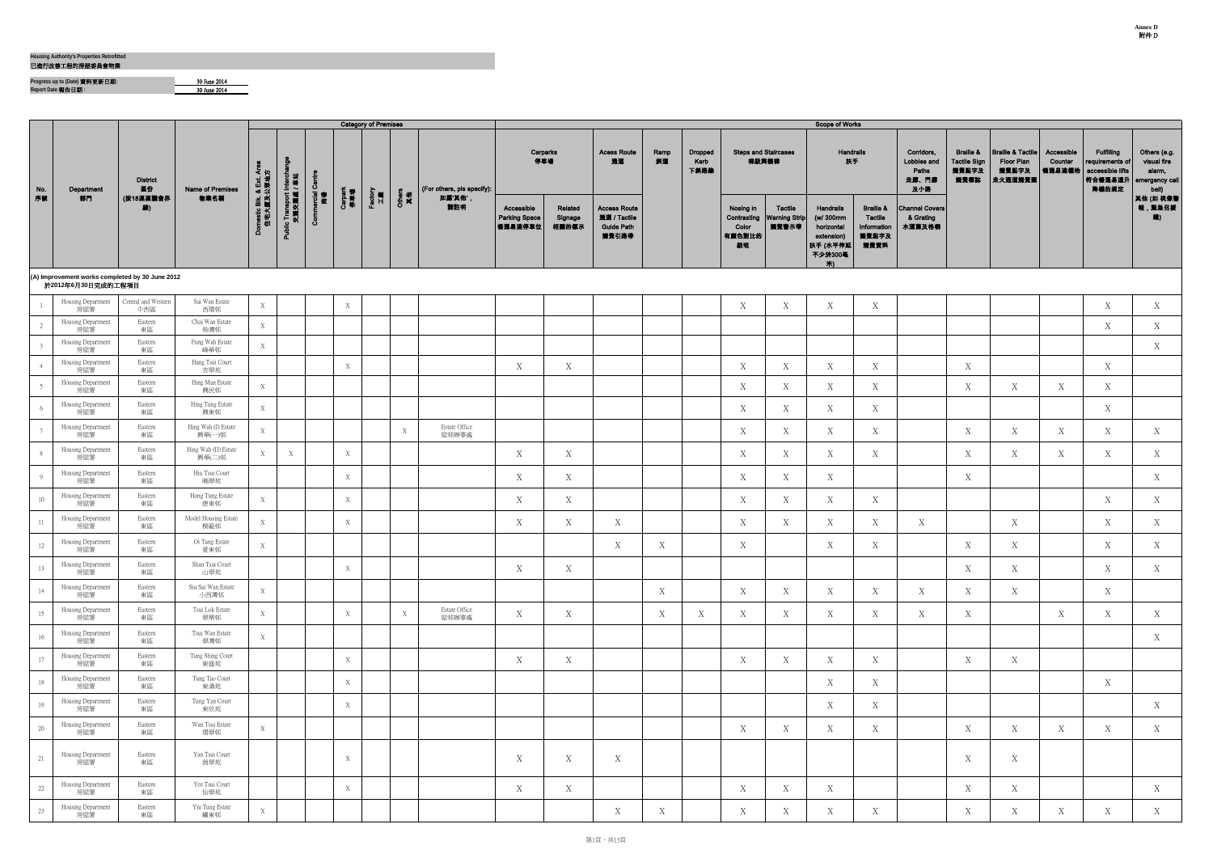**Annex D**
**附件 D**

**Housing Authority's Properties Retrofitted**
**已進行改善工程的房屋委員會物業**

**Progress up to (Date) 資料更新日期:** 30 June 2014
**Report Date 報告日期 :** 30 June 2014

| No. 序號 | Department 部門 | District 區份 (按18區區議會界線) | Name of Premises 物業名稱 | Category of Premises | | | | | | | Scope of Works | | | | | | | | | | | | | | |
|---|---|---|---|---|---|---|---|---|---|---|---|---|---|---|---|---|---|---|---|---|---|---|---|---|---|
| | | | | Domestic Blk. & Ext. Area 住宅大廈及公眾地方 | Public Transport Interchange 交通交匯處 / 車站 | Commercial Centre 商場 | Carpark 停車場 | Factory 工廠 | Others 其他 | (For others, pls specify): 如屬'其他'，請註明 | Carparks 停車場 | | Acess Route 通道 | Ramp 斜道 | Dropped Kerb 下斜路緣 | Steps and Staircases 梯級與樓梯 | | Handrails 扶手 | | Corridors, Lobbies and Paths 走廊、門廊及小路 | Braille & Tactile Sign 觸覺點字及觸覺標誌 | Braille & Tactile Floor Plan 觸覺點字及走火通道觸覺圖 | Accessible Counter 暢通易達櫃枱 | Fulfilling requirements of accessible lifts 符合暢通易達升降機的規定 | Others (e.g. visual fire alarm, emergency call bell) 其他 (如 視像警報，緊急召援鐘) |
| | | | | | | | | | | | Accessible Parking Space 暢通易達停車位 | Related Signage 相關的標示 | Access Route 通道 / Tactile Guide Path 觸覺引路帶 | | | Nosing in Contrasting Color 有顏色對比的級咀 | Tactile Warning Strip 觸覺警示帶 | Handrails (w/ 300mm horizontal extension) 扶手 (水平伸延不少於300毫米) | Braille & Tactile Information 觸覺點字及觸覺資料 | Channel Covers & Grating 水渠蓋及格柵 | | | | | |
| **(A) Improvement works completed by 30 June 2012 於2012年6月30日完成的工程項目** | | | | | | | | | | | | | | | | | | | | | | | | | |
| 1 | Housing Department 房屋署 | Central and Western 中西區 | Sai Wan Estate 西環邨 | X | | | X | | | | | | | | | X | X | X | X | | | | | X | X |
| 2 | Housing Department 房屋署 | Eastern 東區 | Chai Wan Estate 柴灣邨 | X | | | | | | | | | | | | | | | | | | | | X | X |
| 3 | Housing Department 房屋署 | Eastern 東區 | Fung Wah Estate 峰華邨 | X | | | | | | | | | | | | | | | | | | | | | X |
| 4 | Housing Department 房屋署 | Eastern 東區 | Hang Tsui Court 杏翠苑 | | | | X | | | | X | X | | | | X | X | X | X | | X | | | X | |
| 5 | Housing Department 房屋署 | Eastern 東區 | Hing Man Estate 興民邨 | X | | | | | | | | | | | | X | X | X | X | | X | X | X | X | |
| 6 | Housing Department 房屋署 | Eastern 東區 | Hing Tung Estate 興東邨 | X | | | | | | | | | | | | X | X | X | X | | | | | X | |
| 7 | Housing Department 房屋署 | Eastern 東區 | Hing Wah (I) Estate 興華(一)邨 | X | | | | | X | Estate Office 屋邨辦事處 | | | | | | X | X | X | X | | X | X | X | X | X |
| 8 | Housing Department 房屋署 | Eastern 東區 | Hing Wah (II) Estate 興華(二)邨 | X | X | | X | | | | X | X | | | | X | X | X | X | | X | X | X | X | X |
| 9 | Housing Department 房屋署 | Eastern 東區 | Hiu Tsui Court 曉翠苑 | | | | X | | | | X | X | | | | X | X | X | | | X | | | | X |
| 10 | Housing Department 房屋署 | Eastern 東區 | Hong Tung Estate 康東邨 | X | | | X | | | | X | X | | | | X | X | X | X | | | | | X | X |
| 11 | Housing Department 房屋署 | Eastern 東區 | Model Housing Estate 模範邨 | X | | | X | | | | X | X | X | | | X | X | X | X | X | | | | X | X |
| 12 | Housing Department 房屋署 | Eastern 東區 | Oi Tung Estate 愛東邨 | X | | | | | | | | | X | X | | X | | X | X | | X | X | | X | X |
| 13 | Housing Department 房屋署 | Eastern 東區 | Shan Tsui Court 山翠苑 | | | | X | | | | X | X | | | | | | | | | X | X | | X | X |
| 14 | Housing Department 房屋署 | Eastern 東區 | Siu Sai Wan Estate 小西灣邨 | X | | | | | | | | | | X | | X | X | X | X | X | X | X | | X | |
| 15 | Housing Department 房屋署 | Eastern 東區 | Tsui Lok Estate 翠樂邨 | X | | | X | | X | Estate Office 屋邨辦事處 | X | X | | X | X | X | X | X | X | X | X | | X | X | X |
| 16 | Housing Department 房屋署 | Eastern 東區 | Tsui Wan Estate 翠灣邨 | X | | | | | | | | | | | | | | | | | | | | | X |
| 17 | Housing Department 房屋署 | Eastern 東區 | Tung Shing Court 東盛苑 | | | | X | | | | X | X | | | | X | X | X | X | | X | X | | | |
| 18 | Housing Department 房屋署 | Eastern 東區 | Tung Tao Court 東濤苑 | | | | X | | | | | | | | | | | X | X | | | | | X | |
| 19 | Housing Department 房屋署 | Eastern 東區 | Tung Yan Court 東欣苑 | | | | X | | | | | | | | | | | X | X | | | | | | X |
| 20 | Housing Department 房屋署 | Eastern 東區 | Wan Tsui Estate 環翠邨 | X | | | | | | | | | | | | X | X | X | X | | X | X | X | X | X |
| 21 | Housing Department 房屋署 | Eastern 東區 | Yan Tsui Court 茵翠苑 | | | | X | | | | X | X | X | | | | | | | | X | X | | | |
| 22 | Housing Department 房屋署 | Eastern 東區 | Yee Tsui Court 怡翠苑 | | | | X | | | | X | X | | | | X | X | X | X | | X | X | | | |
| 23 | Housing Department 房屋署 | Eastern 東區 | Yiu Tung Estate 耀東邨 | X | | | | | | | | | X | X | | X | X | X | X | | X | X | X | X | X |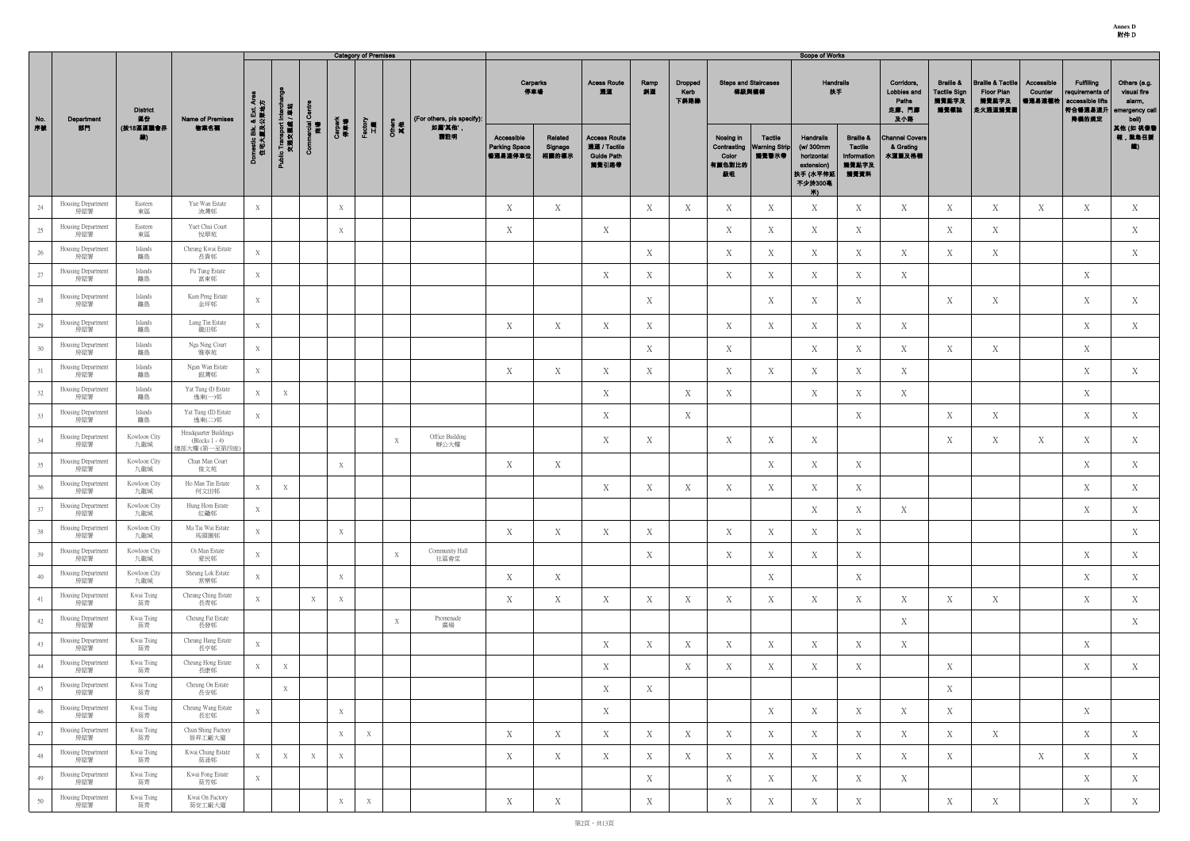**Annex D**
**附件 D**

| No. 序號 | Department 部門 | District 區份 (按18區區議會界線) | Name of Premises 物業名稱 | Category of Premises: Domestic Blk. & Ext. Area 住宅大廈及公眾地方 | Category of Premises: Public Transport Interchange 交通交匯處 / 車站 | Category of Premises: Commercial Centre 商場 | Category of Premises: Carpark 停車場 | Category of Premises: Factory 工廠 | Category of Premises: Others 其他 | (For others, pls specify): 如屬'其他'，請註明 | Scope of Works: Carparks 停車場: Accessible Parking Space 暢通易達停車位 | Scope of Works: Carparks 停車場: Related Signage 相關的標示 | Acess Route 通道: Access Route 通道 / Tactile Guide Path 觸覺引路帶 | Ramp 斜道 | Dropped Kerb 下斜路緣 | Steps and Staircases 梯級與樓梯: Nosing in Contrasting Color 有顏色對比的級咀 | Steps and Staircases 梯級與樓梯: Tactile Warning Strip 觸覺警示帶 | Handrails 扶手: Handrails (w/ 300mm horizontal extension) 扶手 (水平伸延不少於300毫米) | Handrails 扶手: Braille & Tactile Information 觸覺點字及觸覺資料 | Corridors, Lobbies and Paths 走廊、門廊及小路: Channel Covers & Grating 水道蓋及格柵 | Braille & Tactile Sign 觸覺點字及觸覺標誌 | Braille & Tactile Floor Plan 觸覺點字及走火通道觸覺圖 | Accessible Counter 暢通易達櫃枱 | Fulfilling requirements of accessible lifts 符合暢通易達升降機的規定 | Others (e.g. visual fire alarm, emergency call bell) 其他 (如 視像警報，緊急召援鐘) |
|---|---|---|---|---|---|---|---|---|---|---|---|---|---|---|---|---|---|---|---|---|---|---|---|---|---|
| 24 | Housing Department 房屋署 | Eastern 東區 | Yue Wan Estate 漁灣邨 | X | | | X | | | | X | X | | X | X | X | X | X | X | X | X | X | X | X | X |
| 25 | Housing Department 房屋署 | Eastern 東區 | Yuet Chui Court 悅翠苑 | | | | X | | | | X | | X | | | X | X | X | X | | X | X | | | X |
| 26 | Housing Department 房屋署 | Islands 離島 | Cheung Kwai Estate 長貴邨 | X | | | | | | | | | | X | | X | X | X | X | X | X | X | | | X |
| 27 | Housing Department 房屋署 | Islands 離島 | Fu Tung Estate 富東邨 | X | | | | | | | | | X | X | | X | X | X | X | X | | | | X | |
| 28 | Housing Department 房屋署 | Islands 離島 | Kam Peng Estate 金坪邨 | X | | | | | | | | | | X | | | X | X | X | | X | X | | X | X |
| 29 | Housing Department 房屋署 | Islands 離島 | Lung Tin Estate 龍田邨 | X | | | | | | | X | X | X | X | | X | X | X | X | X | | | | X | X |
| 30 | Housing Department 房屋署 | Islands 離島 | Nga Ning Court 雅寧苑 | X | | | | | | | | | | X | | X | | X | X | X | X | X | | X | |
| 31 | Housing Department 房屋署 | Islands 離島 | Ngan Wan Estate 銀灣邨 | X | | | | | | | X | X | X | X | | X | X | X | X | X | | | | X | X |
| 32 | Housing Department 房屋署 | Islands 離島 | Yat Tung (I) Estate 逸東(一)邨 | X | X | | | | | | | | X | | X | X | | X | X | X | | | | X | |
| 33 | Housing Department 房屋署 | Islands 離島 | Yat Tung (II) Estate 逸東(二)邨 | X | | | | | | | | | X | | X | | | | X | | X | X | | X | X |
| 34 | Housing Department 房屋署 | Kowloon City 九龍城 | Headquarter Buildings (Blocks 1 - 4) 總部大樓 (第一至第四座) | | | | | | X | Office Building 辦公大樓 | | | X | X | | X | X | X | | | X | X | X | X | X |
| 35 | Housing Department 房屋署 | Kowloon City 九龍城 | Chun Man Court 俊文苑 | | | | X | | | | X | X | | | | | X | X | X | | | | | X | X |
| 36 | Housing Department 房屋署 | Kowloon City 九龍城 | Ho Man Tin Estate 何文田邨 | X | X | | | | | | | | X | X | X | X | X | X | X | | | | | X | X |
| 37 | Housing Department 房屋署 | Kowloon City 九龍城 | Hung Hom Estate 紅磡邨 | X | | | | | | | | | | | | | | X | X | X | | | | X | X |
| 38 | Housing Department 房屋署 | Kowloon City 九龍城 | Ma Tai Wai Estate 馬頭圍邨 | X | | | X | | | | X | X | X | X | | X | X | X | X | | | | | | X |
| 39 | Housing Department 房屋署 | Kowloon City 九龍城 | Oi Man Estate 愛民邨 | X | | | | | X | Community Hall 社區會堂 | | | | X | | X | X | X | X | | | | | X | X |
| 40 | Housing Department 房屋署 | Kowloon City 九龍城 | Sheung Lok Estate 常樂邨 | X | | | X | | | | X | X | | | | | X | | X | | | | | X | X |
| 41 | Housing Department 房屋署 | Kwai Tsing 葵青 | Cheung Ching Estate 長青邨 | X | | X | X | | | | X | X | X | X | X | X | X | X | X | X | X | X | | X | X |
| 42 | Housing Department 房屋署 | Kwai Tsing 葵青 | Cheung Fat Estate 長發邨 | | | | | | X | Promenade 廣場 | | | | | | | | | | X | | | | | X |
| 43 | Housing Department 房屋署 | Kwai Tsing 葵青 | Cheung Hang Estate 長亨邨 | X | | | | | | | | | X | X | X | X | X | X | X | X | | | | X | |
| 44 | Housing Department 房屋署 | Kwai Tsing 葵青 | Cheung Hong Estate 長康邨 | X | X | | | | | | | | X | | X | X | X | X | X | | X | | | X | X |
| 45 | Housing Department 房屋署 | Kwai Tsing 葵青 | Cheung On Estate 長安邨 | | X | | | | | | | | X | X | | | | | | | X | | | | |
| 46 | Housing Department 房屋署 | Kwai Tsing 葵青 | Cheung Wang Estate 長宏邨 | X | | | X | | | | | | X | | | | X | X | X | X | X | | | X | |
| 47 | Housing Department 房屋署 | Kwai Tsing 葵青 | Chun Shing Factory 晉昇工廠大廈 | | | | X | X | | | X | X | X | X | X | X | X | X | X | X | X | X | | X | X |
| 48 | Housing Department 房屋署 | Kwai Tsing 葵青 | Kwai Chung Estate 葵涌邨 | X | X | X | X | | | | X | X | X | X | X | X | X | X | X | X | X | | X | X | X |
| 49 | Housing Department 房屋署 | Kwai Tsing 葵青 | Kwai Fong Estate 葵芳邨 | X | | | | | | | | | | X | | X | X | X | X | X | | | | X | X |
| 50 | Housing Department 房屋署 | Kwai Tsing 葵青 | Kwai On Factory 葵安工廠大廈 | | | | X | X | | | X | X | | X | | X | X | X | X | | X | X | | X | X |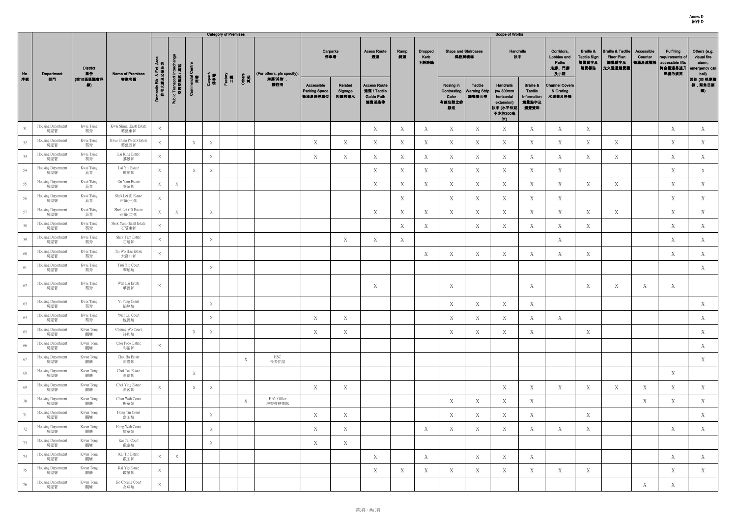**Annex D**
**附件 D**

| No. 序號 | Department 部門 | District 區份 (按18區區議會界線) | Name of Premises 物業名稱 | Category of Premises | | | | | | | Scope of Works | | | | | | | | | | | | | | |
|---|---|---|---|---|---|---|---|---|---|---|---|---|---|---|---|---|---|---|---|---|---|---|---|---|---|
| | | | | Domestic Blk. & Ext. Area 住宅大廈及公眾地方 | Public Transport Interchange 交通交匯處 / 車站 | Commercial Centre 商場 | Carpark 停車場 | Factory 工廠 | Others 其他 | (For others, pls specify): 如屬'其他'，請註明 | Carparks 停車場: Accessible Parking Space 暢通易達停車位 | Carparks 停車場: Related Signage 相關的標示 | Acess Route 通道: Access Route 通道 / Tactile Guide Path 觸覺引路帶 | Ramp 斜道 | Dropped Kerb 下斜路緣 | Steps and Staircases 梯級與樓梯: Nosing in Contrasting Color 有顏色對比的級咀 | Steps and Staircases 梯級與樓梯: Tactile Warning Strip 觸覺警示帶 | Handrails 扶手: Handrails (w/ 300mm horizontal extension) 扶手 (水平伸延不少於300毫米) | Handrails 扶手: Braille & Tactile Information 觸覺點字及觸覺資料 | Corridors, Lobbies and Paths 走廊、門廊及小路: Channel Covers & Grating 水道蓋及格柵 | Braille & Tactile Sign 觸覺點字及觸覺標誌 | Braille & Tactile Floor Plan 觸覺點字及走火通道觸覺圖 | Accessible Counter 暢通易達櫃檯 | Fulfilling requirements of accessible lifts 符合暢通易達升降機的規定 | Others (e.g. visual fire alarm, emergency call bell) 其他 (如視像警報，緊急召援鐘) |
| 51 | Housing Department 房屋署 | Kwai Tsing 葵青 | Kwai Shing (East) Estate 葵盛東邨 | X | | | | | | | | | X | X | X | X | X | X | X | X | X | | | X | X |
| 52 | Housing Department 房屋署 | Kwai Tsing 葵青 | Kwai Shing (West) Estate 葵盛西邨 | X | | X | X | | | | X | X | X | X | X | X | X | X | X | X | X | X | | X | X |
| 53 | Housing Department 房屋署 | Kwai Tsing 葵青 | Lai King Estate 荔景邨 | X | | | X | | | | X | X | X | X | X | X | X | X | X | X | X | X | | X | X |
| 54 | Housing Department 房屋署 | Kwai Tsing 葵青 | Lai Yiu Estate 麗瑤邨 | X | | X | X | | | | | | X | X | X | X | X | X | X | X | | | | X | X |
| 55 | Housing Department 房屋署 | Kwai Tsing 葵青 | On Yam Estate 安蔭邨 | X | X | | | | | | | | X | X | X | X | X | X | X | X | X | X | | X | X |
| 56 | Housing Department 房屋署 | Kwai Tsing 葵青 | Shek Lei (I) Estate 石籬(一)邨 | X | | | | | | | | | | X | | X | X | X | X | X | | | | X | X |
| 57 | Housing Department 房屋署 | Kwai Tsing 葵青 | Shek Lei (II) Estate 石籬(二)邨 | X | X | | X | | | | | | X | X | X | X | X | X | X | X | X | X | | X | X |
| 58 | Housing Department 房屋署 | Kwai Tsing 葵青 | Shek Yam (East) Estate 石蔭東邨 | X | | | | | | | | | | X | X | | X | X | X | X | X | | | X | X |
| 59 | Housing Department 房屋署 | Kwai Tsing 葵青 | Shek Yam Estate 石蔭邨 | X | | | X | | | | | X | X | X | | | | | | X | | | | X | X |
| 60 | Housing Department 房屋署 | Kwai Tsing 葵青 | Tai Wo Hau Estate 大窩口邨 | X | | | | | | | | | | | X | X | X | X | X | X | X | | | X | X |
| 61 | Housing Department 房屋署 | Kwai Tsing 葵青 | Tsui Yiu Court 翠瑤苑 | | | | X | | | | | | | | | | | | | | | | | | X |
| 62 | Housing Department 房屋署 | Kwai Tsing 葵青 | Wah Lai Estate 華麗邨 | X | | | | | | | | | X | | | X | | | X | | X | X | X | X | |
| 63 | Housing Department 房屋署 | Kwai Tsing 葵青 | Yi Fung Court 怡峰苑 | | | | X | | | | | | | | | X | X | X | X | | | | | | X |
| 64 | Housing Department 房屋署 | Kwai Tsing 葵青 | Yuet Lai Court 悅麗苑 | | | | X | | | | X | X | | | | X | X | X | X | X | | | | | X |
| 65 | Housing Department 房屋署 | Kwun Tong 觀塘 | Cheung Wo Court 祥和苑 | | | X | X | | | | X | X | | | | X | X | X | X | | X | | | | X |
| 66 | Housing Department 房屋署 | Kwun Tong 觀塘 | Choi Fook Estate 彩福邨 | X | | | | | | | | | | | | | | | | | | | | | X |
| 67 | Housing Department 房屋署 | Kwun Tong 觀塘 | Choi Ha Estate 彩霞邨 | | | | | | X | HSC 長者住屋 | | | | | | | | | | | | | | | X |
| 68 | Housing Department 房屋署 | Kwun Tong 觀塘 | Choi Tak Estate 彩德邨 | | | X | | | | | | | | | | | | | | | | | | X | |
| 69 | Housing Department 房屋署 | Kwun Tong 觀塘 | Choi Ying Estate 彩盈邨 | X | | X | X | | | | X | X | | | | | | X | X | X | X | X | X | X | X |
| 70 | Housing Department 房屋署 | Kwun Tong 觀塘 | Chun Wah Court 振華苑 | | | | | | X | HA's Office 房委會辦事處 | | | | | | X | X | X | X | | | | X | X | X |
| 71 | Housing Department 房屋署 | Kwun Tong 觀塘 | Hong Tin Court 康田苑 | | | | X | | | | X | X | | | | X | X | X | X | | X | | | | X |
| 72 | Housing Department 房屋署 | Kwun Tong 觀塘 | Hong Wah Court 康華苑 | | | | X | | | | X | X | | | X | X | X | X | X | X | X | | | X | X |
| 73 | Housing Department 房屋署 | Kwun Tong 觀塘 | Kai Tai Court 啟泰苑 | | | | X | | | | X | X | | | | | | | | | | | | | |
| 74 | Housing Department 房屋署 | Kwun Tong 觀塘 | Kai Tin Estate 啟田邨 | X | X | | | | | | | | X | | X | | X | X | X | | | | | X | X |
| 75 | Housing Department 房屋署 | Kwun Tong 觀塘 | Kai Yip Estate 啟業邨 | X | | | | | | | | | X | X | X | X | X | X | X | X | X | | | X | X |
| 76 | Housing Department 房屋署 | Kwun Tong 觀塘 | Ko Cheung Court 高翔苑 | X | | | | | | | | | | | | | | | | | | | X | X | |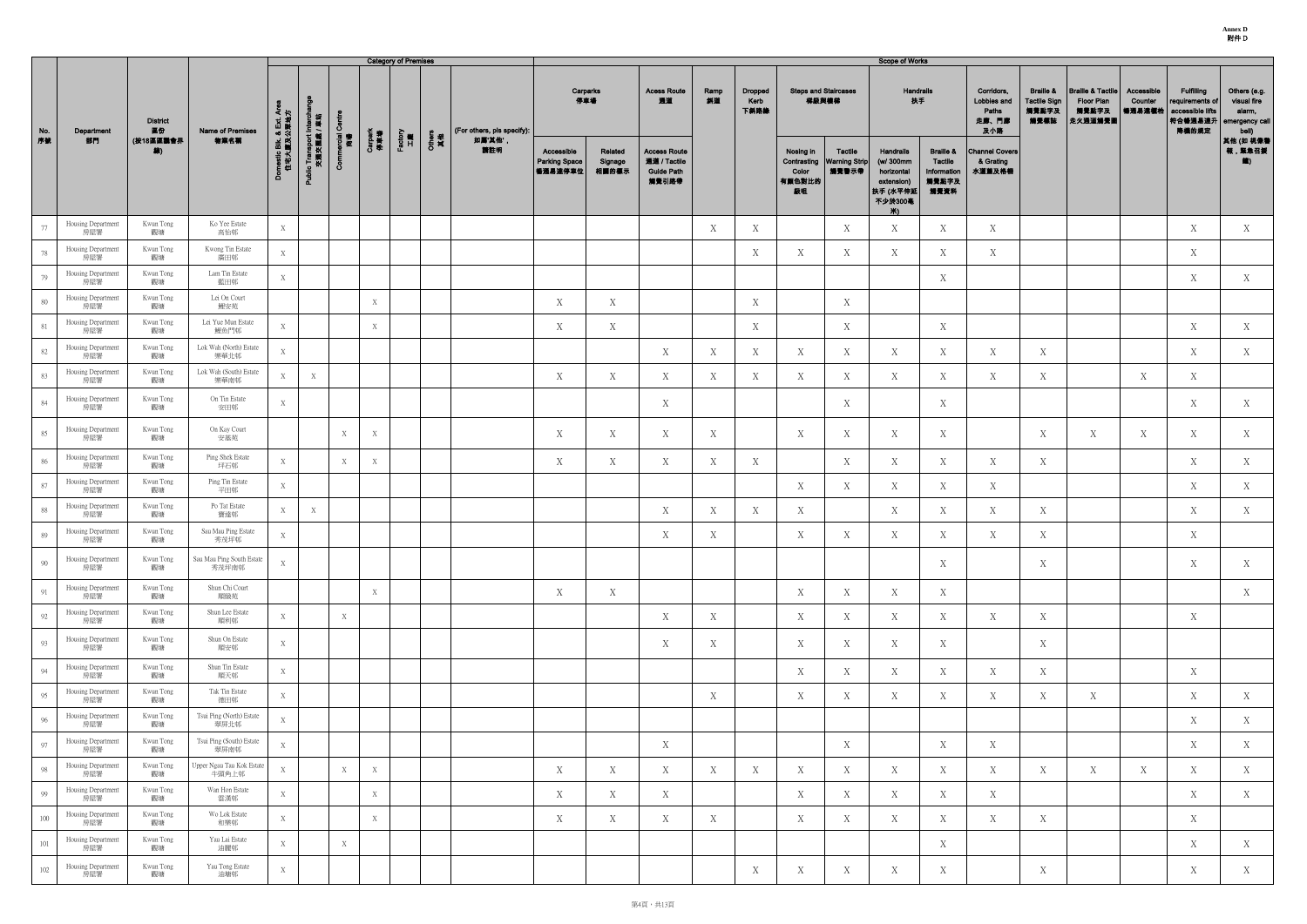**Annex D**
**附件 D**

| No. 序號 | Department 部門 | District 區份 (按18區區議會界線) | Name of Premises 物業名稱 | Category of Premises: Domestic Blk. & Ext. Area 住宅大廈及公眾地方 | Category of Premises: Public Transport Interchange 交通交匯處 / 車站 | Category of Premises: Commercial Centre 商場 | Category of Premises: Carpark 停車場 | Category of Premises: Factory 工廠 | Category of Premises: Others 其他 | (For others, pls specify): 如屬'其他'，請註明 | Carparks 停車場: Accessible Parking Space 暢通易達停車位 | Carparks 停車場: Related Signage 相關的標示 | Acess Route 通道: Access Route 通道 / Tactile Guide Path 觸覺引路帶 | Ramp 斜道 | Dropped Kerb 下斜路緣 | Steps and Staircases 梯級與樓梯: Nosing in Contrasting Color 有顏色對比的級咀 | Steps and Staircases 梯級與樓梯: Tactile Warning Strip 觸覺警示帶 | Handrails 扶手: Handrails (w/ 300mm horizontal extension) 扶手 (水平伸延不少於300毫米) | Handrails 扶手: Braille & Tactile Information 觸覺點字及觸覺資料 | Corridors, Lobbies and Paths 走廊、門廊及小路: Channel Covers & Grating 水道蓋及格柵 | Braille & Tactile Sign 觸覺點字及觸覺標誌 | Braille & Tactile Floor Plan 觸覺點字及走火通道觸覺圖 | Accessible Counter 暢通易達櫃枱 | Fulfilling requirements of accessible lifts 符合暢通易達升降機的規定 | Others (e.g. visual fire alarm, emergency call bell) 其他 (如 視像警報，緊急召援鐘) |
|---|---|---|---|---|---|---|---|---|---|---|---|---|---|---|---|---|---|---|---|---|---|---|---|---|---|
| 77 | Housing Department 房屋署 | Kwun Tong 觀塘 | Ko Yee Estate 高怡邨 | X | | | | | | | | | | X | X | | X | X | X | X | | | | X | X |
| 78 | Housing Department 房屋署 | Kwun Tong 觀塘 | Kwong Tin Estate 廣田邨 | X | | | | | | | | | | | X | X | X | X | X | X | | | | X | |
| 79 | Housing Department 房屋署 | Kwun Tong 觀塘 | Lam Tin Estate 藍田邨 | X | | | | | | | | | | | | | | | X | | | | | X | X |
| 80 | Housing Department 房屋署 | Kwun Tong 觀塘 | Lei On Court 鯉安苑 | | | | X | | | | X | X | | | X | | X | | | | | | | | |
| 81 | Housing Department 房屋署 | Kwun Tong 觀塘 | Lei Yue Mun Estate 鯉魚門邨 | X | | | X | | | | X | X | | | X | | X | | X | | | | | X | X |
| 82 | Housing Department 房屋署 | Kwun Tong 觀塘 | Lok Wah (North) Estate 樂華北邨 | X | | | | | | | | | X | X | X | X | X | X | X | X | X | | | X | X |
| 83 | Housing Department 房屋署 | Kwun Tong 觀塘 | Lok Wah (South) Estate 樂華南邨 | X | X | | | | | | X | X | X | X | X | X | X | X | X | X | X | | X | X | |
| 84 | Housing Department 房屋署 | Kwun Tong 觀塘 | On Tin Estate 安田邨 | X | | | | | | | | | X | | | | X | | X | | | | | X | X |
| 85 | Housing Department 房屋署 | Kwun Tong 觀塘 | On Kay Court 安基苑 | | | X | X | | | | X | X | X | X | | X | X | X | X | | X | X | X | X | X |
| 86 | Housing Department 房屋署 | Kwun Tong 觀塘 | Ping Shek Estate 坪石邨 | X | | X | X | | | | X | X | X | X | X | X | X | X | X | X | X | | | X | X |
| 87 | Housing Department 房屋署 | Kwun Tong 觀塘 | Ping Tin Estate 平田邨 | X | | | | | | | | | | | | X | X | X | X | X | | | | X | X |
| 88 | Housing Department 房屋署 | Kwun Tong 觀塘 | Po Tat Estate 寶達邨 | X | X | | | | | | | | X | X | X | X | | X | X | X | X | | | X | X |
| 89 | Housing Department 房屋署 | Kwun Tong 觀塘 | Sau Mau Ping Estate 秀茂坪邨 | X | | | | | | | | | X | X | | X | X | X | X | X | X | | | X | |
| 90 | Housing Department 房屋署 | Kwun Tong 觀塘 | Sau Mau Ping South Estate 秀茂坪南邨 | X | | | | | | | | | | | | | | | X | | X | | | X | X |
| 91 | Housing Department 房屋署 | Kwun Tong 觀塘 | Shun Chi Court 順緻苑 | | | | X | | | | X | X | | | | X | X | X | X | | | | | | X |
| 92 | Housing Department 房屋署 | Kwun Tong 觀塘 | Shun Lee Estate 順利邨 | X | | X | | | | | | | X | X | | X | X | X | X | X | X | | | X | |
| 93 | Housing Department 房屋署 | Kwun Tong 觀塘 | Shun On Estate 順安邨 | X | | | | | | | | | X | X | | X | X | X | X | | X | | | | |
| 94 | Housing Department 房屋署 | Kwun Tong 觀塘 | Shun Tin Estate 順天邨 | X | | | | | | | | | | | | X | X | X | X | X | X | | | X | |
| 95 | Housing Department 房屋署 | Kwun Tong 觀塘 | Tak Tin Estate 德田邨 | X | | | | | | | | | | X | | X | X | X | X | X | X | X | | X | X |
| 96 | Housing Department 房屋署 | Kwun Tong 觀塘 | Tsui Ping (North) Estate 翠屏北邨 | X | | | | | | | | | | | | | | | | | | | | X | X |
| 97 | Housing Department 房屋署 | Kwun Tong 觀塘 | Tsui Ping (South) Estate 翠屏南邨 | X | | | | | | | | | X | | | | X | | X | X | | | | X | X |
| 98 | Housing Department 房屋署 | Kwun Tong 觀塘 | Upper Ngau Tau Kok Estate 牛頭角上邨 | X | | X | X | | | | X | X | X | X | X | X | X | X | X | X | X | X | X | X | X |
| 99 | Housing Department 房屋署 | Kwun Tong 觀塘 | Wan Hon Estate 雲漢邨 | X | | | X | | | | X | X | X | | | X | X | X | X | X | | | | X | X |
| 100 | Housing Department 房屋署 | Kwun Tong 觀塘 | Wo Lok Estate 和樂邨 | X | | | X | | | | X | X | X | X | | X | X | X | X | X | X | | | X | |
| 101 | Housing Department 房屋署 | Kwun Tong 觀塘 | Yau Lai Estate 油麗邨 | X | | X | | | | | | | | | | | | | X | | | | | X | X |
| 102 | Housing Department 房屋署 | Kwun Tong 觀塘 | Yau Tong Estate 油塘邨 | X | | | | | | | | | | | X | X | X | X | X | | X | | | X | X |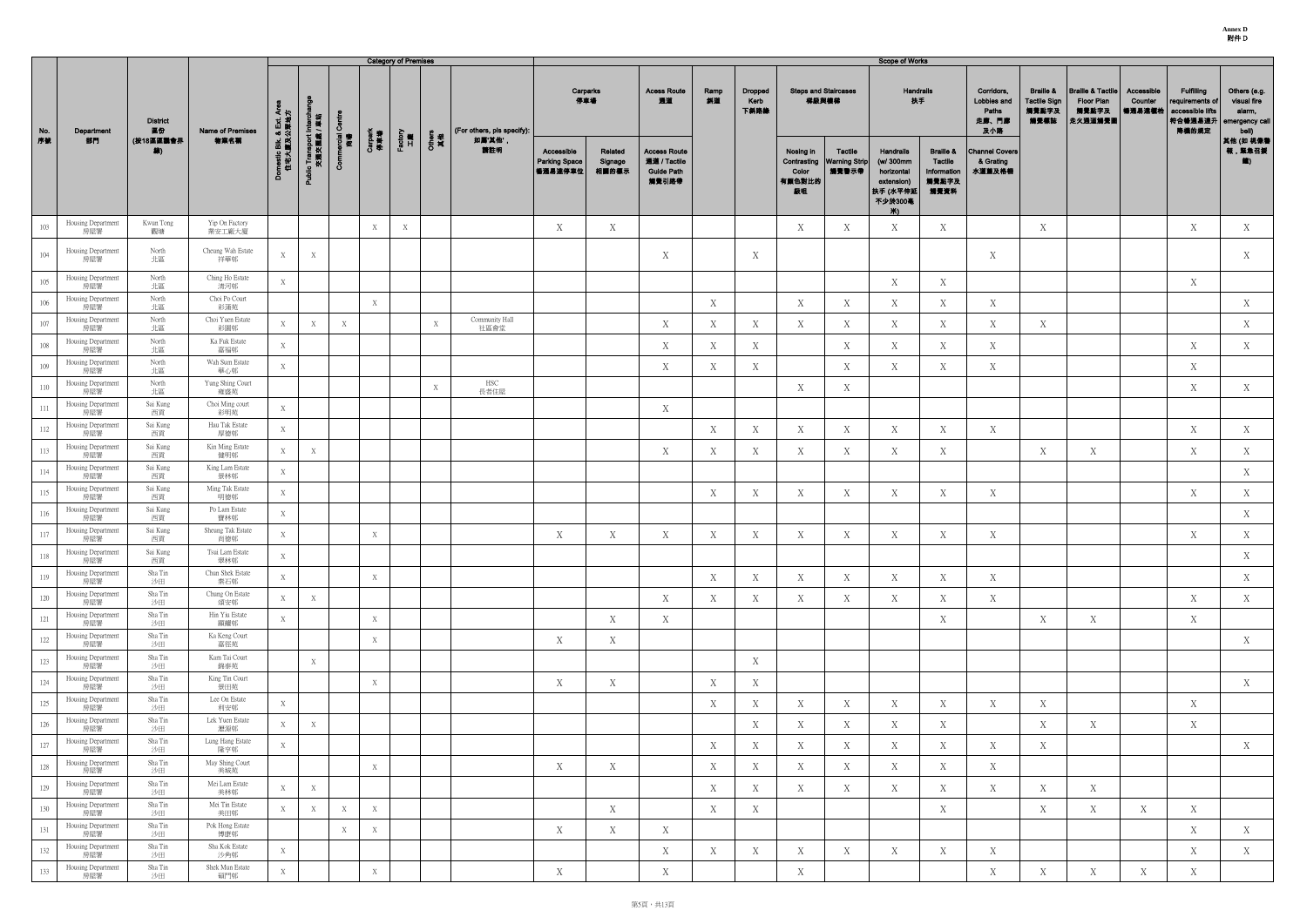**Annex D**
**附件 D**

| No. 序號 | Department 部門 | District 區份 (按18區區議會界線) | Name of Premises 物業名稱 | Category of Premises | | | | | | | Scope of Works | | | | | | | | | | | | | | |
|---|---|---|---|---|---|---|---|---|---|---|---|---|---|---|---|---|---|---|---|---|---|---|---|---|---|
| | | | | Domestic Blk. & Ext. Area 住宅大廈及公眾地方 | Public Transport Interchange 交通交匯處 / 車站 | Commercial Centre 商場 | Carpark 停車場 | Factory 工廠 | Others 其他 | (For others, pls specify): 如屬'其他'，請註明 | Carparks 停車場 | | Acess Route 通道 | Ramp 斜道 | Dropped Kerb 下斜路緣 | Steps and Staircases 梯級與樓梯 | | Handrails 扶手 | | Corridors, Lobbies and Paths 走廊、門廊及小路 | Braille & Tactile Sign 觸覺點字及觸覺標誌 | Braille & Tactile Floor Plan 觸覺點字及走火通道觸覺圖 | Accessible Counter 暢通易達櫃枱 | Fulfilling requirements of accessible lifts 符合暢通易達升降機的規定 | Others (e.g. visual fire alarm, emergency call bell) 其他 (如 視像警報，緊急召援鐘) |
| | | | | | | | | | | | Accessible Parking Space 暢通易達停車位 | Related Signage 相關的標示 | Access Route 通道 / Tactile Guide Path 觸覺引路帶 | | | Nosing in Contrasting Color 有顏色對比的級咀 | Tactile Warning Strip 觸覺警示帶 | Handrails (w/ 300mm horizontal extension) 扶手 (水平伸延不少於300毫米) | Braille & Tactile Information 觸覺點字及觸覺資料 | Channel Covers & Grating 水運蓋及格柵 | | | | | |
| 103 | Housing Department 房屋署 | Kwun Tong 觀塘 | Yip On Factory 業安工廠大廈 | | | | X | X | | | X | X | | | | X | X | X | X | | X | | | X | X |
| 104 | Housing Department 房屋署 | North 北區 | Cheung Wah Estate 祥華邨 | X | X | | | | | | | | X | | X | | | | | X | | | | | X |
| 105 | Housing Department 房屋署 | North 北區 | Ching Ho Estate 清河邨 | X | | | | | | | | | | | | | | X | X | | | | | X | |
| 106 | Housing Department 房屋署 | North 北區 | Choi Po Court 彩蒲苑 | | | | X | | | | | | | X | | X | X | X | X | X | | | | | X |
| 107 | Housing Department 房屋署 | North 北區 | Choi Yuen Estate 彩園邨 | X | X | X | | | X | Community Hall 社區會堂 | | | X | X | X | X | X | X | X | X | X | | | | X |
| 108 | Housing Department 房屋署 | North 北區 | Ka Fuk Estate 嘉福邨 | X | | | | | | | | | X | X | X | | X | X | X | X | | | | X | X |
| 109 | Housing Department 房屋署 | North 北區 | Wah Sum Estate 華心邨 | X | | | | | | | | | X | X | X | | X | X | X | X | | | | X | |
| 110 | Housing Department 房屋署 | North 北區 | Yung Shing Court 雍盛苑 | | | | | | X | HSC 長者住屋 | | | | | | X | X | | | | | | | X | X |
| 111 | Housing Department 房屋署 | Sai Kung 西貢 | Choi Ming court 彩明苑 | X | | | | | | | | | X | | | | | | | | | | | | |
| 112 | Housing Department 房屋署 | Sai Kung 西貢 | Hau Tak Estate 厚德邨 | X | | | | | | | | | | X | X | X | X | X | X | X | | | | X | X |
| 113 | Housing Department 房屋署 | Sai Kung 西貢 | Kin Ming Estate 健明邨 | X | X | | | | | | | | X | X | X | X | X | X | X | | X | X | | X | X |
| 114 | Housing Department 房屋署 | Sai Kung 西貢 | King Lam Estate 景林邨 | X | | | | | | | | | | | | | | | | | | | | | X |
| 115 | Housing Department 房屋署 | Sai Kung 西貢 | Ming Tak Estate 明德邨 | X | | | | | | | | | | X | X | X | X | X | X | X | | | | X | X |
| 116 | Housing Department 房屋署 | Sai Kung 西貢 | Po Lam Estate 寶林邨 | X | | | | | | | | | | | | | | | | | | | | | X |
| 117 | Housing Department 房屋署 | Sai Kung 西貢 | Sheung Tak Estate 尚德邨 | X | | | X | | | | X | X | X | X | X | X | X | X | X | X | | | | X | X |
| 118 | Housing Department 房屋署 | Sai Kung 西貢 | Tsui Lam Estate 翠林邨 | X | | | | | | | | | | | | | | | | | | | | | X |
| 119 | Housing Department 房屋署 | Sha Tin 沙田 | Chun Shek Estate 秦石邨 | X | | | X | | | | | | | X | X | X | X | X | X | X | | | | | X |
| 120 | Housing Department 房屋署 | Sha Tin 沙田 | Chung On Estate 頌安邨 | X | X | | | | | | | | X | X | X | X | X | X | X | X | | | | X | X |
| 121 | Housing Department 房屋署 | Sha Tin 沙田 | Hin Yiu Estate 顯耀邨 | X | | | X | | | | | X | X | | | | | | X | | X | X | | X | |
| 122 | Housing Department 房屋署 | Sha Tin 沙田 | Ka Keng Court 嘉徑苑 | | | | X | | | | X | X | | | | | | | | | | | | | X |
| 123 | Housing Department 房屋署 | Sha Tin 沙田 | Kam Tai Court 錦泰苑 | | X | | | | | | | | | | X | | | | | | | | | | |
| 124 | Housing Department 房屋署 | Sha Tin 沙田 | King Tin Court 景田苑 | | | | X | | | | X | X | | X | X | | | | | | | | | | X |
| 125 | Housing Department 房屋署 | Sha Tin 沙田 | Lee On Estate 利安邨 | X | | | | | | | | | | X | X | X | X | X | X | X | X | | | X | |
| 126 | Housing Department 房屋署 | Sha Tin 沙田 | Lek Yuen Estate 瀝源邨 | X | X | | | | | | | | | | X | X | X | X | X | | X | X | | X | |
| 127 | Housing Department 房屋署 | Sha Tin 沙田 | Lung Hang Estate 隆亨邨 | X | | | | | | | | | | X | X | X | X | X | X | X | X | | | | X |
| 128 | Housing Department 房屋署 | Sha Tin 沙田 | May Shing Court 美城苑 | | | | X | | | | X | X | | X | X | X | X | X | X | X | | | | | X |
| 129 | Housing Department 房屋署 | Sha Tin 沙田 | Mei Lam Estate 美林邨 | X | X | | | | | | | | | X | X | X | X | X | X | X | X | X | | | |
| 130 | Housing Department 房屋署 | Sha Tin 沙田 | Mei Tin Estate 美田邨 | X | X | X | X | | | | | X | | X | X | | | | X | | X | X | X | X | |
| 131 | Housing Department 房屋署 | Sha Tin 沙田 | Pok Hong Estate 博康邨 | | | X | X | | | | X | X | X | | | | | | | | | | | X | X |
| 132 | Housing Department 房屋署 | Sha Tin 沙田 | Sha Kok Estate 沙角邨 | X | | | | | | | | | X | X | X | X | X | X | X | X | | | | X | X |
| 133 | Housing Department 房屋署 | Sha Tin 沙田 | Shek Mun Estate 碩門邨 | X | | | X | | | | X | | X | | | X | | | | X | X | X | X | X | |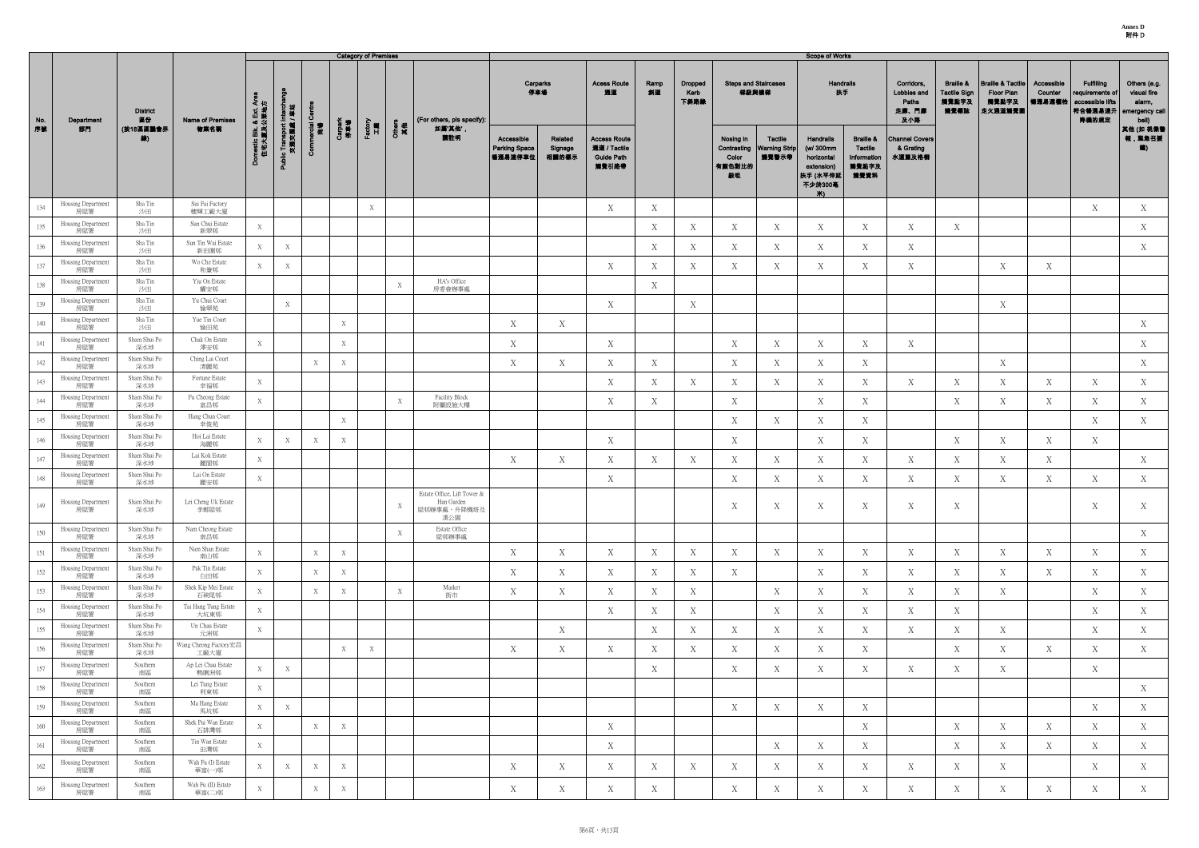**Annex D**
**附件 D**

| No. 序號 | Department 部門 | District 區份 (按18區區議會界線) | Name of Premises 物業名稱 | Category of Premises | | | | | | | Scope of Works | | | | | | | | | | | | | | |
|---|---|---|---|---|---|---|---|---|---|---|---|---|---|---|---|---|---|---|---|---|---|---|---|---|---|
| | | | | Domestic Blk. & Ext. Area 住宅大廈及公共地方 | Public Transport Interchange 交通交匯處 / 車站 | Commercial Centre 商場 | Carpark 停車場 | Factory 工廠 | Others 其他 | (For others, pls specify): 如屬'其他'，請註明 | Carparks 停車場: Accessible Parking Space 暢通易達停車位 | Carparks 停車場: Related Signage 相關的標示 | Acess Route 通道: Access Route 通道 / Tactile Guide Path 觸覺引路帶 | Ramp 斜道 | Dropped Kerb 下斜路緣 | Steps and Staircases 梯級與樓梯: Nosing in Contrasting Color 有顏色對比的級咀 | Steps and Staircases 梯級與樓梯: Tactile Warning Strip 觸覺警示帶 | Handrails 扶手: Handrails (w/ 300mm horizontal extension) 扶手 (水平伸延不少於300毫米) | Handrails 扶手: Braille & Tactile Information 觸覺點字及觸覺資料 | Corridors, Lobbies and Paths 走廊、門廊及小路: Channel Covers & Grating 水道蓋及格柵 | Braille & Tactile Sign 觸覺點字及觸覺標誌 | Braille & Tactile Floor Plan 觸覺點字及走火通道觸覺圖 | Accessible Counter 暢通易達櫃枱 | Fulfilling requirements of accessible lifts 符合暢通易達升降機的規定 | Others (e.g. visual fire alarm, emergency call bell) 其他 (如視像警報，緊急召援鐘) |
| 134 | Housing Department 房屋署 | Sha Tin 沙田 | Sui Fai Factory 穗輝工廠大廈 | | | | | X | | | | | X | X | | | | | | | | | | X | X |
| 135 | Housing Department 房屋署 | Sha Tin 沙田 | Sun Chui Estate 新翠邨 | X | | | | | | | | | | X | X | X | X | X | X | X | X | | | | X |
| 136 | Housing Department 房屋署 | Sha Tin 沙田 | Sun Tin Wai Estate 新田圍邨 | X | X | | | | | | | | | X | X | X | X | X | X | X | | | | | X |
| 137 | Housing Department 房屋署 | Sha Tin 沙田 | Wo Che Estate 禾輋邨 | X | X | | | | | | | | X | X | X | X | X | X | X | X | | X | X | | |
| 138 | Housing Department 房屋署 | Sha Tin 沙田 | Yiu On Estate 耀安邨 | | | | | | X | HA's Office 房委會辦事處 | | | | X | | | | | | | | | | | |
| 139 | Housing Department 房屋署 | Sha Tin 沙田 | Yu Chui Court 愉翠苑 | | X | | | | | | | | X | | X | | | | | | | X | | | |
| 140 | Housing Department 房屋署 | Sha Tin 沙田 | Yue Tin Court 愉田苑 | | | | X | | | | X | X | | | | | | | | | | | | | X |
| 141 | Housing Department 房屋署 | Sham Shui Po 深水埗 | Chak On Estate 澤安邨 | X | | | X | | | | X | | X | | | X | X | X | X | X | | | | | X |
| 142 | Housing Department 房屋署 | Sham Shui Po 深水埗 | Ching Lai Court 清麗苑 | | | X | X | | | | X | X | X | X | | X | X | X | X | | | X | | | X |
| 143 | Housing Department 房屋署 | Sham Shui Po 深水埗 | Fortune Estate 幸福邨 | X | | | | | | | | | X | X | X | X | X | X | X | X | X | X | X | X | X |
| 144 | Housing Department 房屋署 | Sham Shui Po 深水埗 | Fu Cheong Estate 富昌邨 | X | | | | | X | Facility Block 附屬設施大樓 | | | X | X | | X | | X | X | | X | X | X | X | X |
| 145 | Housing Department 房屋署 | Sham Shui Po 深水埗 | Hang Chun Court 幸俊苑 | | | | X | | | | | | | | | X | X | X | X | | | | | X | X |
| 146 | Housing Department 房屋署 | Sham Shui Po 深水埗 | Hoi Lai Estate 海麗邨 | X | X | X | X | | | | | | X | | | X | | X | X | | X | X | X | X | |
| 147 | Housing Department 房屋署 | Sham Shui Po 深水埗 | Lai Kok Estate 麗閣邨 | X | | | | | | | X | X | X | X | X | X | X | X | X | X | X | X | X | | X |
| 148 | Housing Department 房屋署 | Sham Shui Po 深水埗 | Lai On Estate 麗安邨 | X | | | | | | | | | X | | | X | X | X | X | X | X | X | X | X | X |
| 149 | Housing Department 房屋署 | Sham Shui Po 深水埗 | Lei Cheng Uk Estate 李鄭屋邨 | | | | | | X | Estate Office, Lift Tower & Han Garden 屋邨辦事處，升降機塔及漢公園 | | | | | | X | X | X | X | X | X | | | X | X |
| 150 | Housing Department 房屋署 | Sham Shui Po 深水埗 | Nam Cheong Estate 南昌邨 | | | | | | X | Estate Office 屋邨辦事處 | | | | | | | | | | | | | | | X |
| 151 | Housing Department 房屋署 | Sham Shui Po 深水埗 | Nam Shan Estate 南山邨 | X | | X | X | | | | X | X | X | X | X | X | X | X | X | X | X | X | X | X | X |
| 152 | Housing Department 房屋署 | Sham Shui Po 深水埗 | Pak Tin Estate 白田邨 | X | | X | X | | | | X | X | X | X | X | X | | X | X | X | X | X | X | X | X |
| 153 | Housing Department 房屋署 | Sham Shui Po 深水埗 | Shek Kip Mei Estate 石硤尾邨 | X | | X | X | | X | Market 街市 | X | X | X | X | X | | X | X | X | X | X | X | | X | X |
| 154 | Housing Department 房屋署 | Sham Shui Po 深水埗 | Tai Hang Tung Estate 大坑東邨 | X | | | | | | | | | X | X | X | | X | X | X | X | X | | | X | X |
| 155 | Housing Department 房屋署 | Sham Shui Po 深水埗 | Un Chau Estate 元洲邨 | X | | | | | | | | X | | X | X | X | X | X | X | X | X | X | | X | X |
| 156 | Housing Department 房屋署 | Sham Shui Po 深水埗 | Wang Cheong Factory宏昌工廠大廈 | | | | X | X | | | X | X | X | X | X | X | X | X | X | X | X | X | X | X | X |
| 157 | Housing Department 房屋署 | Southern 南區 | Ap Lei Chau Estate 鴨脷洲邨 | X | X | | | | | | | | | X | | X | X | X | X | X | X | X | | X | |
| 158 | Housing Department 房屋署 | Southern 南區 | Lei Tung Estate 利東邨 | X | | | | | | | | | | | | | | | | | | | | | X |
| 159 | Housing Department 房屋署 | Southern 南區 | Ma Hang Estate 馬坑邨 | X | X | | | | | | | | | | | X | X | X | X | | | | | X | X |
| 160 | Housing Department 房屋署 | Southern 南區 | Shek Pai Wan Estate 石排灣邨 | X | | X | X | | | | | | X | | | | | | X | | X | X | X | X | X |
| 161 | Housing Department 房屋署 | Southern 南區 | Tin Wan Estate 田灣邨 | X | | | | | | | | | X | | | | X | X | X | | X | X | X | X | X |
| 162 | Housing Department 房屋署 | Southern 南區 | Wah Fu (I) Estate 華富(一)邨 | X | X | X | X | | | | X | X | X | X | X | X | X | X | X | X | X | X | | X | X |
| 163 | Housing Department 房屋署 | Southern 南區 | Wah Fu (II) Estate 華富(二)邨 | X | | X | X | | | | X | X | X | X | | X | X | X | X | X | X | X | X | X | X |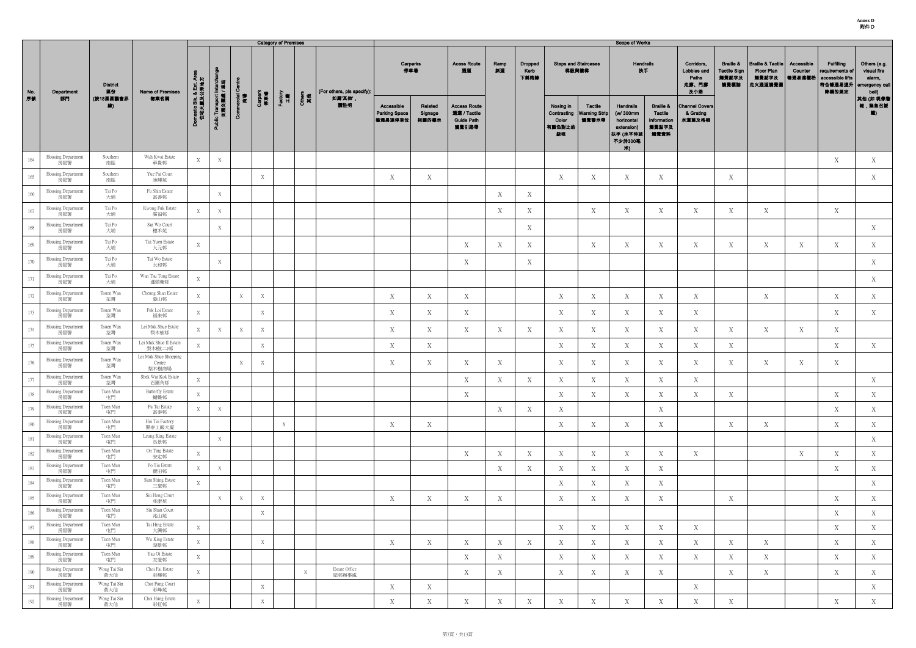**Annex D**
**附件 D**

| No. 序號 | Department 部門 | District 區份 (按18區區議會界線) | Name of Premises 物業名稱 | Category of Premises | | | | | | | Scope of Works | | | | | | | | | | | | | | |
|---|---|---|---|---|---|---|---|---|---|---|---|---|---|---|---|---|---|---|---|---|---|---|---|---|---|
| | | | | Domestic Blk. & Ext. Area 住宅大廈及公眾地方 | Public Transport Interchange 交通交匯處 / 車站 | Commercial Centre 商場 | Carpark 停車場 | Factory 工廠 | Others 其他 | (For others, pls specify): 如屬'其他'，請註明 | Carparks 停車場: Accessible Parking Space 暢通易達停車位 | Carparks 停車場: Related Signage 相關的標示 | Access Route 通道: Access Route 通道 / Tactile Guide Path 觸覺引路帶 | Ramp 斜道 | Dropped Kerb 下斜路緣 | Steps and Staircases 梯級與樓梯: Nosing in Contrasting Color 有顏色對比的級咀 | Steps and Staircases 梯級與樓梯: Tactile Warning Strip 觸覺警示帶 | Handrails 扶手: Handrails (w/ 300mm horizontal extension) 扶手 (水平伸延不少於300毫米) | Handrails 扶手: Braille & Tactile Information 觸覺點字及觸覺資料 | Corridors, Lobbies and Paths 走廊、門廊及小路: Channel Covers & Grating 水道蓋及格柵 | Braille & Tactile Sign 觸覺點字及觸覺標誌 | Braille & Tactile Floor Plan 觸覺點字及走火通道觸覺圖 | Accessible Counter 暢通易達櫃檯 | Fulfilling requirements of accessible lifts 符合暢通易達升降機的規定 | Others (e.g. visual fire alarm, emergency call bell) 其他 (如視像警報，緊急召援鐘) |
| 164 | Housing Department 房屋署 | Southern 南區 | Wah Kwai Estate 華貴邨 | X | X | | | | | | | | | | | | | | | | | | | X | X |
| 165 | Housing Department 房屋署 | Southern 南區 | Yue Fai Court 漁暉苑 | | | | X | | | | X | X | | | | X | X | X | X | | X | | | | X |
| 166 | Housing Department 房屋署 | Tai Po 大埔 | Fu Shin Estate 富善邨 | | X | | | | | | | | | X | X | | | | | | | | | | |
| 167 | Housing Department 房屋署 | Tai Po 大埔 | Kwong Fuk Estate 廣福邨 | X | X | | | | | | | | | X | X | | X | X | X | X | X | X | | X | |
| 168 | Housing Department 房屋署 | Tai Po 大埔 | Sui Wo Court 穗禾苑 | | X | | | | | | | | | | X | | | | | | | | | | X |
| 169 | Housing Department 房屋署 | Tai Po 大埔 | Tai Yuen Estate 大元邨 | X | | | | | | | | | X | X | X | | X | X | X | X | X | X | X | X | X |
| 170 | Housing Department 房屋署 | Tai Po 大埔 | Tai Wo Estate 太和邨 | | X | | | | | | | | X | | X | | | | | | | | | | X |
| 171 | Housing Department 房屋署 | Tai Po 大埔 | Wan Tau Tong Estate 運頭塘邨 | X | | | | | | | | | | | | | | | | | | | | | X |
| 172 | Housing Department 房屋署 | Tsuen Wan 荃灣 | Cheung Shan Estate 象山邨 | X | | X | X | | | | X | X | X | | | X | X | X | X | X | | X | | X | X |
| 173 | Housing Department 房屋署 | Tsuen Wan 荃灣 | Fuk Loi Estate 福來邨 | X | | | X | | | | X | X | X | | | X | X | X | X | X | | | | X | X |
| 174 | Housing Department 房屋署 | Tsuen Wan 荃灣 | Lei Muk Shue Estate 梨木樹邨 | X | X | X | X | | | | X | X | X | X | X | X | X | X | X | X | X | X | X | X | |
| 175 | Housing Department 房屋署 | Tsuen Wan 荃灣 | Lei Muk Shue II Estate 梨木樹二邨 | X | | | X | | | | X | X | | | | X | X | X | X | X | X | | | X | X |
| 176 | Housing Department 房屋署 | Tsuen Wan 荃灣 | Lei Muk Shue Shopping Centre 梨木樹商場 | | | X | X | | | | X | X | X | X | | X | X | X | X | X | X | X | X | X | |
| 177 | Housing Department 房屋署 | Tsuen Wan 荃灣 | Shek Wai Kok Estate 石圍角邨 | X | | | | | | | | | X | X | X | X | X | X | X | X | | | | | X |
| 178 | Housing Department 房屋署 | Tuen Mun 屯門 | Butterfly Estate 蝴蝶邨 | X | | | | | | | | | X | | | X | X | X | X | X | X | | | X | X |
| 179 | Housing Department 房屋署 | Tuen Mun 屯門 | Fu Tai Estate 富泰邨 | X | X | | | | | | | | | X | X | X | | | X | | | | | X | X |
| 180 | Housing Department 房屋署 | Tuen Mun 屯門 | Hoi Tai Factory 開泰工廠大廈 | | | | | X | | | X | X | | | | X | X | X | X | | X | X | | X | X |
| 181 | Housing Department 房屋署 | Tuen Mun 屯門 | Leung King Estate 良景邨 | | X | | | | | | | | | | | | | | | | | | | | X |
| 182 | Housing Department 房屋署 | Tuen Mun 屯門 | On Ting Estate 安定邨 | X | | | | | | | | | X | X | X | X | X | X | X | X | | | X | X | X |
| 183 | Housing Department 房屋署 | Tuen Mun 屯門 | Po Tin Estate 寶田邨 | X | X | | | | | | | | | X | X | X | X | X | X | | | | | X | X |
| 184 | Housing Department 房屋署 | Tuen Mun 屯門 | Sam Shing Estate 三聖邨 | X | | | | | | | | | | | | X | X | X | X | | | | | | X |
| 185 | Housing Department 房屋署 | Tuen Mun 屯門 | Siu Hong Court 兆康苑 | | X | X | X | | | | X | X | X | X | | X | X | X | X | | X | | | X | X |
| 186 | Housing Department 房屋署 | Tuen Mun 屯門 | Siu Shan Court 兆山苑 | | | | X | | | | | | | | | | | | | | | | | X | X |
| 187 | Housing Department 房屋署 | Tuen Mun 屯門 | Tai Hing Estate 大興邨 | X | | | | | | | | | | | | X | X | X | X | X | | | | X | X |
| 188 | Housing Department 房屋署 | Tuen Mun 屯門 | Wu King Estate 湖景邨 | X | | | X | | | | X | X | X | X | X | X | X | X | X | X | X | X | | X | X |
| 189 | Housing Department 房屋署 | Tuen Mun 屯門 | Yau Oi Estate 友愛邨 | X | | | | | | | | | X | X | | X | X | X | X | X | X | X | | X | X |
| 190 | Housing Department 房屋署 | Wong Tai Sin 黃大仙 | Choi Fai Estate 彩輝邨 | X | | | | | X | Estate Office 屋邨辦事處 | | | X | X | | X | X | X | X | | X | X | | X | X |
| 191 | Housing Department 房屋署 | Wong Tai Sin 黃大仙 | Choi Fung Court 彩峰苑 | | | | X | | | | X | X | | | | | | | | X | | | | | X |
| 192 | Housing Department 房屋署 | Wong Tai Sin 黃大仙 | Choi Hung Estate 彩虹邨 | X | | | X | | | | X | X | X | X | X | X | X | X | X | X | X | | | X | X |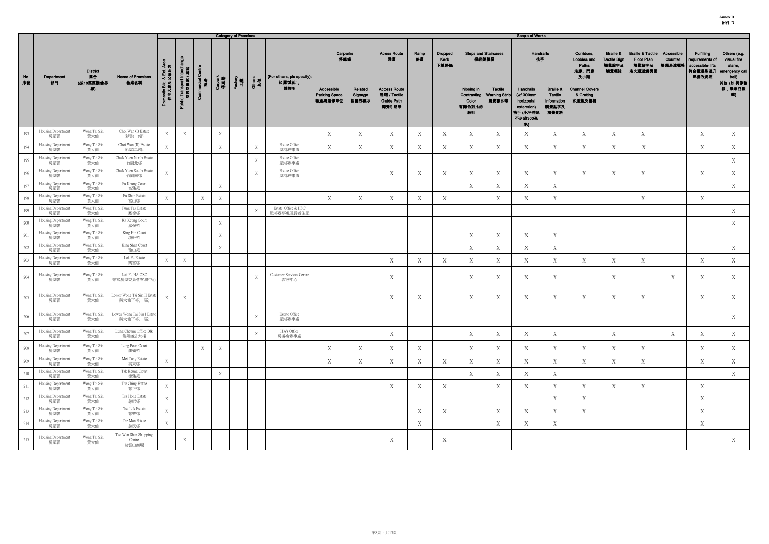**Annex D**
**附件 D**

| No. 序號 | Department 部門 | District 區份 (按18區區議會界線) | Name of Premises 物業名稱 | Category of Premises: Domestic Blk. & Ext. Area 住宅大廈及公眾地方 | Public Transport Interchange 交通交匯處 / 車站 | Commercial Centre 商場 | Carpark 停車場 | Factory 工廠 | Others 其他 | (For others, pls specify): 如屬'其他'，請註明 | Scope of Works: Carparks 停車場: Accessible Parking Space 暢通易達停車位 | Carparks 停車場: Related Signage 相關的標示 | Acess Route 通道: Access Route 通道 / Tactile Guide Path 觸覺引路帶 | Ramp 斜道 | Dropped Kerb 下斜路緣 | Steps and Staircases 梯級與樓梯: Nosing in Contrasting Color 有顏色對比的級咀 | Steps and Staircases 梯級與樓梯: Tactile Warning Strip 觸覺警示帶 | Handrails 扶手: Handrails (w/ 300mm horizontal extension) 扶手 (水平伸延不少於300毫米) | Handrails 扶手: Braille & Tactile Information 觸覺點字及觸覺資料 | Corridors, Lobbies and Paths 走廊、門廊及小路: Channel Covers & Grating 水道蓋及格柵 | Braille & Tactile Sign 觸覺點字及觸覺標誌 | Braille & Tactile Floor Plan 觸覺點字及走火通道觸覺圖 | Accessible Counter 暢通易達櫃枱 | Fulfilling requirements of accessible lifts 符合暢通易達升降機的規定 | Others (e.g. visual fire alarm, emergency call bell) 其他 (如視像警報，緊急召援鐘) |
|---|---|---|---|---|---|---|---|---|---|---|---|---|---|---|---|---|---|---|---|---|---|---|---|---|---|
| 193 | Housing Department 房屋署 | Wong Tai Sin 黃大仙 | Choi Wan (I) Estate 彩雲(一)邨 | X | X | | X | | | | X | X | X | X | X | X | X | X | X | X | X | X | | X | X |
| 194 | Housing Department 房屋署 | Wong Tai Sin 黃大仙 | Choi Wan (II) Estate 彩雲(二)邨 | X | | | X | | X | Estate Office 屋邨辦事處 | X | X | X | X | X | X | X | X | X | X | X | X | | X | X |
| 195 | Housing Department 房屋署 | Wong Tai Sin 黃大仙 | Chuk Yuen North Estate 竹園北邨 | | | | | | X | Estate Office 屋邨辦事處 | | | | | | | | | | | | | | | X |
| 196 | Housing Department 房屋署 | Wong Tai Sin 黃大仙 | Chuk Yuen South Estate 竹園南邨 | X | | | | | X | Estate Office 屋邨辦事處 | | | X | X | X | X | X | X | X | X | X | X | | X | X |
| 197 | Housing Department 房屋署 | Wong Tai Sin 黃大仙 | Fu Keung Court 富強苑 | | | | X | | | | | | | | | X | X | X | X | | | | | | X |
| 198 | Housing Department 房屋署 | Wong Tai Sin 黃大仙 | Fu Shan Estate 富山邨 | X | | X | X | | | | X | X | X | X | X | | X | X | X | | | X | | X | |
| 199 | Housing Department 房屋署 | Wong Tai Sin 黃大仙 | Fung Tak Estate 鳳德邨 | | | | | | X | Estate Office & HSC 屋邨辦事處及長者住屋 | | | | | | | | | | | | | | | X |
| 200 | Housing Department 房屋署 | Wong Tai Sin 黃大仙 | Ka Keung Court 嘉強苑 | | | | X | | | | | | | | | | | | | | | | | | X |
| 201 | Housing Department 房屋署 | Wong Tai Sin 黃大仙 | King Hin Court 瓊軒苑 | | | | X | | | | | | | | | X | X | X | X | | | | | | |
| 202 | Housing Department 房屋署 | Wong Tai Sin 黃大仙 | King Shan Court 瓊山苑 | | | | X | | | | | | | | | X | X | X | X | | | | | | X |
| 203 | Housing Department 房屋署 | Wong Tai Sin 黃大仙 | Lok Fu Estate 樂富邨 | X | X | | | | | | | | X | X | X | X | X | X | X | X | X | X | | X | X |
| 204 | Housing Department 房屋署 | Wong Tai Sin 黃大仙 | Lok Fu HA CSC 樂富房屋委員會客務中心 | | | | | | X | Customer Services Centre 客務中心 | | | X | | | X | X | X | X | | X | | X | X | X |
| 205 | Housing Department 房屋署 | Wong Tai Sin 黃大仙 | Lower Wong Tai Sin II Estate 黃大仙下邨(二區) | X | X | | | | | | | | X | X | | X | X | X | X | X | X | X | | X | X |
| 206 | Housing Department 房屋署 | Wong Tai Sin 黃大仙 | Lower Wong Tai Sin I Estate 黃大仙下邨(一區) | | | | | | X | Estate Office 屋邨辦事處 | | | | | | | | | | | | | | | X |
| 207 | Housing Department 房屋署 | Wong Tai Sin 黃大仙 | Lung Cheung Office Blk 龍翔辦公大樓 | | | | | | X | HA's Office 房委會辦事處 | | | X | | | X | X | X | X | | X | | X | X | X |
| 208 | Housing Department 房屋署 | Wong Tai Sin 黃大仙 | Lung Poon Court 龍蟠苑 | | | X | X | | | | X | X | X | X | | X | X | X | X | X | X | X | | X | X |
| 209 | Housing Department 房屋署 | Wong Tai Sin 黃大仙 | Mei Tung Estate 美東邨 | X | | | | | | | X | X | X | X | X | X | X | X | X | X | X | X | | X | X |
| 210 | Housing Department 房屋署 | Wong Tai Sin 黃大仙 | Tak Keung Court 德強苑 | | | | X | | | | | | | | | X | X | X | X | | | | | | X |
| 211 | Housing Department 房屋署 | Wong Tai Sin 黃大仙 | Tsz Ching Estate 慈正邨 | X | | | | | | | | | X | X | X | | X | X | X | X | X | X | | X | |
| 212 | Housing Department 房屋署 | Wong Tai Sin 黃大仙 | Tsz Hong Estate 慈康邨 | X | | | | | | | | | | | | | | | X | X | | | | X | |
| 213 | Housing Department 房屋署 | Wong Tai Sin 黃大仙 | Tsz Lok Estate 慈樂邨 | X | | | | | | | | | | X | X | | X | X | X | X | | | | X | |
| 214 | Housing Department 房屋署 | Wong Tai Sin 黃大仙 | Tsz Man Estate 慈民邨 | X | | | | | | | | | | X | | | X | X | X | | | | | X | |
| 215 | Housing Department 房屋署 | Wong Tai Sin 黃大仙 | Tsz Wan Shan Shopping Centre 慈雲山商場 | | X | | | | | | | | X | | X | | | | | | | | | | X |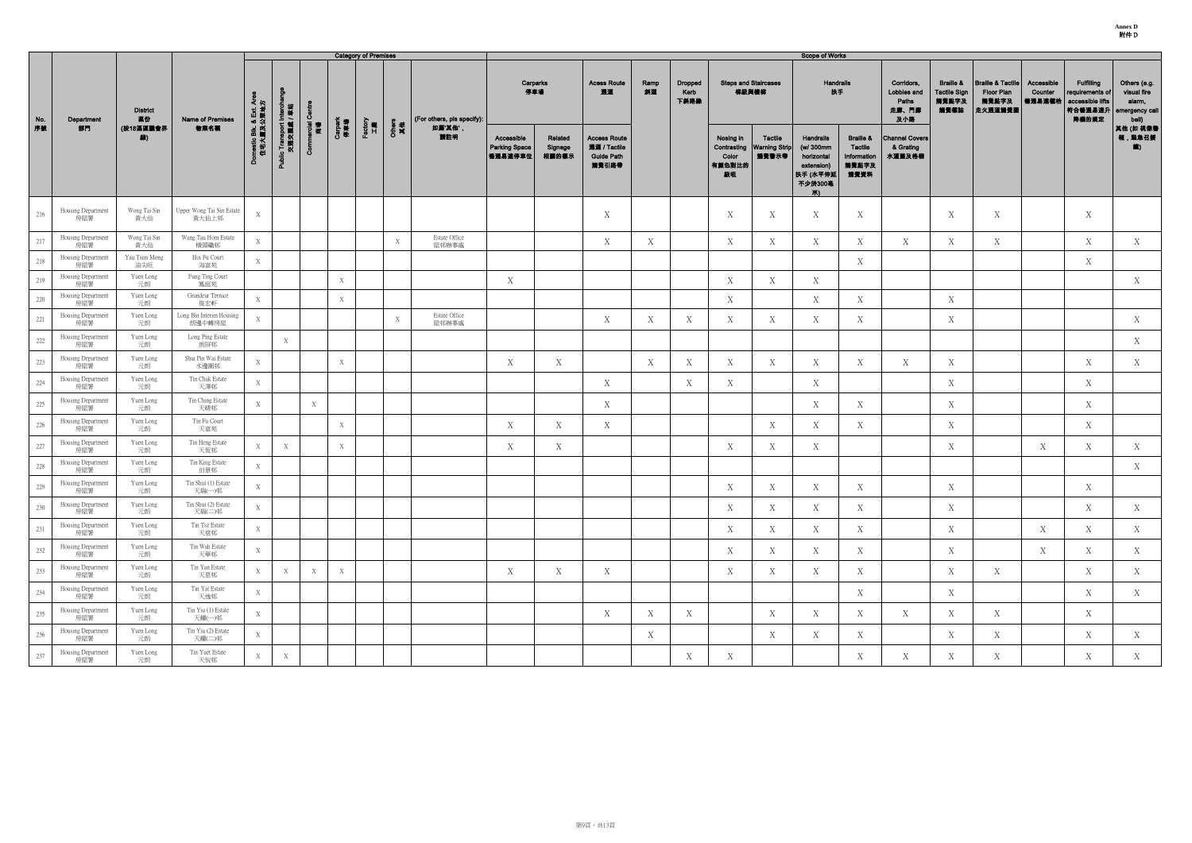**Annex D**
**附件 D**

| No. 序號 | Department 部門 | District 區份 (按18區區議會界線) | Name of Premises 物業名稱 | Category of Premises | | | | | | | Scope of Works | | | | | | | | | | | | | | |
|---|---|---|---|---|---|---|---|---|---|---|---|---|---|---|---|---|---|---|---|---|---|---|---|---|---|
| | | | | Domestic Blk. & Ext. Area 住宅大廈及公眾地方 | Public Transport Interchange 交通交匯處 / 車站 | Commercial Centre 商場 | Carpark 停車場 | Factory 工廠 | Others 其他 | (For others, pls specify): 如屬'其他'，請註明 | Carparks 停車場 | | Acess Route 通道 | Ramp 斜道 | Dropped Kerb 下斜路緣 | Steps and Staircases 梯級與樓梯 | | Handrails 扶手 | | Corridors, Lobbies and Paths 走廊、門廊及小路 | Braille & Tactile Sign 觸覺點字及觸覺標誌 | Braille & Tactile Floor Plan 觸覺點字及走火通道觸覺圖 | Accessible Counter 暢通易達櫃檯 | Fulfilling requirements of accessible lifts 符合暢通易達升降機的規定 | Others (e.g. visual fire alarm, emergency call bell) 其他 (如 視像警報，緊急召援鐘) |
| | | | | | | | | | | | Accessible Parking Space 暢通易達停車位 | Related Signage 相關的標示 | Access Route 通道 / Tactile Guide Path 觸覺引路帶 | | | Nosing in Contrasting Color 有顏色對比的級咀 | Tactile Warning Strip 觸覺警示帶 | Handrails (w/ 300mm horizontal extension) 扶手 (水平伸延不少於300毫米) | Braille & Tactile Information 觸覺點字及觸覺資料 | Channel Covers & Grating 水道蓋及格柵 | | | | | |
| 216 | Housing Department 房屋署 | Wong Tai Sin 黃大仙 | Upper Wong Tai Sin Estate 黃大仙上邨 | X | | | | | | | | | X | | | X | X | X | X | | X | X | | X | |
| 217 | Housing Department 房屋署 | Wong Tai Sin 黃大仙 | Wang Tau Hom Estate 橫頭磡邨 | X | | | | | X | Estate Office 屋邨辦事處 | | | X | X | | X | X | X | X | X | X | X | | X | X |
| 218 | Housing Department 房屋署 | Yau Tsim Mong 油尖旺 | Hoi Fu Court 海富苑 | X | | | | | | | | | | | | | | | X | | | | | X | |
| 219 | Housing Department 房屋署 | Yuen Long 元朗 | Fung Ting Court 鳳庭苑 | | | | X | | | | X | | | | | X | X | X | | | | | | | X |
| 220 | Housing Department 房屋署 | Yuen Long 元朗 | Grandeur Terrace 俊宏軒 | X | | | X | | | | | | | | | X | | X | X | | X | | | | |
| 221 | Housing Department 房屋署 | Yuen Long 元朗 | Long Bin Interim Housing 朗邊中轉房屋 | X | | | | | X | Estate Office 屋邨辦事處 | | | X | X | X | X | X | X | X | | X | | | | X |
| 222 | Housing Department 房屋署 | Yuen Long 元朗 | Long Ping Estate 朗屏邨 | | X | | | | | | | | | | | | | | | | | | | | X |
| 223 | Housing Department 房屋署 | Yuen Long 元朗 | Shui Pin Wai Estate 水邊圍邨 | X | | | X | | | | X | X | | X | X | X | X | X | X | X | X | | | X | X |
| 224 | Housing Department 房屋署 | Yuen Long 元朗 | Tin Chak Estate 天澤邨 | X | | | | | | | | | X | | X | X | | X | | | X | | | X | |
| 225 | Housing Department 房屋署 | Yuen Long 元朗 | Tin Ching Estate 天晴邨 | X | | X | | | | | | | X | | | | | X | X | | X | | | X | |
| 226 | Housing Department 房屋署 | Yuen Long 元朗 | Tin Fu Court 天富苑 | | | | X | | | | X | X | X | | | | X | X | X | | X | | | X | |
| 227 | Housing Department 房屋署 | Yuen Long 元朗 | Tin Heng Estate 天恒邨 | X | X | | X | | | | X | X | | | | X | X | X | | | X | | X | X | X |
| 228 | Housing Department 房屋署 | Yuen Long 元朗 | Tin King Estate 田景邨 | X | | | | | | | | | | | | | | | | | | | | | X |
| 229 | Housing Department 房屋署 | Yuen Long 元朗 | Tin Shui (1) Estate 天瑞(一)邨 | X | | | | | | | | | | | | X | X | X | X | | X | | | X | |
| 230 | Housing Department 房屋署 | Yuen Long 元朗 | Tin Shui (2) Estate 天瑞(二)邨 | X | | | | | | | | | | | | X | X | X | X | | X | | | X | X |
| 231 | Housing Department 房屋署 | Yuen Long 元朗 | Tin Tsz Estate 天慈邨 | X | | | | | | | | | | | | X | X | X | X | | X | | X | X | X |
| 232 | Housing Department 房屋署 | Yuen Long 元朗 | Tin Wah Estate 天華邨 | X | | | | | | | | | | | | X | X | X | X | | X | | X | X | X |
| 233 | Housing Department 房屋署 | Yuen Long 元朗 | Tin Yan Estate 天恩邨 | X | X | X | X | | | | X | X | X | | | X | X | X | X | | X | X | | X | X |
| 234 | Housing Department 房屋署 | Yuen Long 元朗 | Tin Yat Estate 天逸邨 | X | | | | | | | | | | | | | | | X | | X | | | X | X |
| 235 | Housing Department 房屋署 | Yuen Long 元朗 | Tin Yiu (1) Estate 天耀(一)邨 | X | | | | | | | | | X | X | X | | X | X | X | X | X | X | | X | |
| 236 | Housing Department 房屋署 | Yuen Long 元朗 | Tin Yiu (2) Estate 天耀(二)邨 | X | | | | | | | | | | X | | | X | X | X | | X | X | | X | X |
| 237 | Housing Department 房屋署 | Yuen Long 元朗 | Tin Yuet Estate 天悅邨 | X | X | | | | | | | | | | X | X | | | X | X | X | X | | X | X |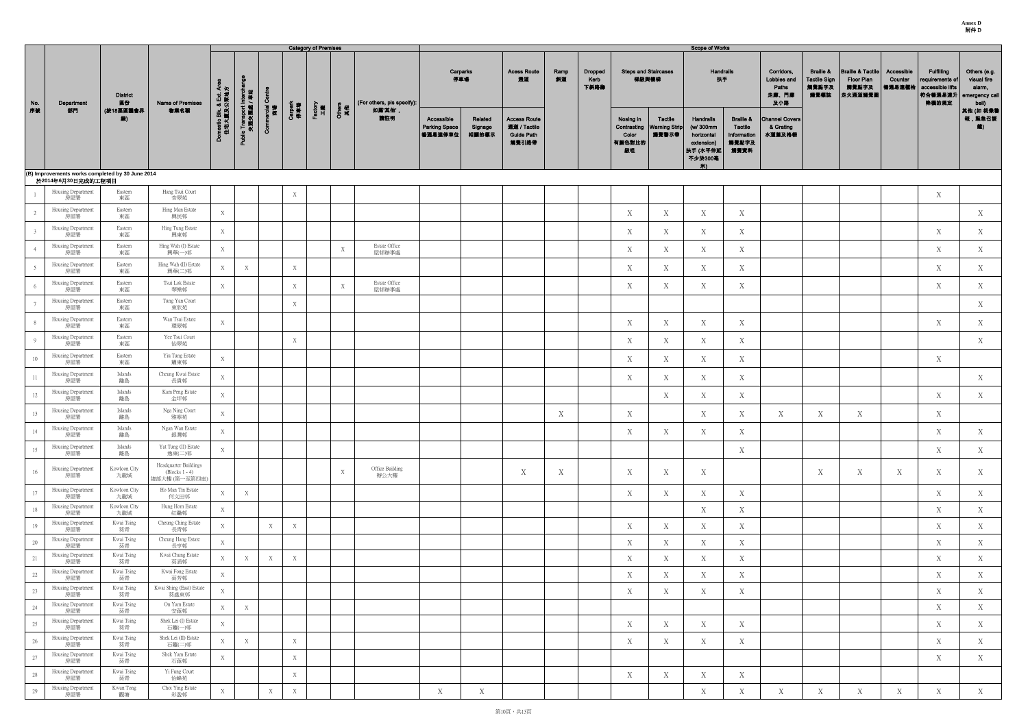**Annex D**
**附件 D**

| No. 序號 | Department 部門 | District 區份 (按18區區議會界線) | Name of Premises 物業名稱 | Category of Premises: Domestic Blk. & Ext. Area 住宅大廈及公眾地方 | Category of Premises: Public Transport Interchange 交通交匯處 / 車站 | Category of Premises: Commercial Centre 商場 | Category of Premises: Carpark 停車場 | Category of Premises: Factory 工廠 | Category of Premises: Others 其他 | Category of Premises: (For others, pls specify): 如屬'其他'，請註明 | Scope of Works: Carparks 停車場: Accessible Parking Space 暢通易達停車位 | Scope of Works: Carparks 停車場: Related Signage 相關的標示 | Scope of Works: Acess Route 通道: Access Route 通道 / Tactile Guide Path 觸覺引路帶 | Scope of Works: Ramp 斜道 | Scope of Works: Dropped Kerb 下斜路緣 | Scope of Works: Steps and Staircases 梯級與樓梯: Nosing in Contrasting Color 有顏色對比的級咀 | Scope of Works: Steps and Staircases 梯級與樓梯: Tactile Warning Strip 觸覺警示帶 | Scope of Works: Handrails 扶手: Handrails (w/ 300mm horizontal extension) 扶手 (水平伸延不少於300毫米) | Scope of Works: Handrails 扶手: Braille & Tactile Information 觸覺點字及觸覺資料 | Scope of Works: Corridors, Lobbies and Paths 走廊、門廊及小路: Channel Covers & Grating 水渠蓋及格柵 | Scope of Works: Braille & Tactile Sign 觸覺點字及觸覺標誌 | Scope of Works: Braille & Tactile Floor Plan 觸覺點字及走火通道觸覺圖 | Scope of Works: Accessible Counter 暢通易達櫃枱 | Scope of Works: Fulfilling requirements of accessible lifts 符合暢通易達升降機的規定 | Scope of Works: Others (e.g. visual fire alarm, emergency call bell) 其他 (如 視像警報，緊急召援鐘) |
|---|---|---|---|---|---|---|---|---|---|---|---|---|---|---|---|---|---|---|---|---|---|---|---|---|---|
| **(B) Improvements works completed by 30 June 2014 於2014年6月30日完成的工程項目** | | | | | | | | | | | | | | | | | | | | | | | | | |
| 1 | Housing Department 房屋署 | Eastern 東區 | Hang Tsui Court 杏翠苑 | | | | X | | | | | | | | | | | | | | | | | X | |
| 2 | Housing Department 房屋署 | Eastern 東區 | Hing Man Estate 興民邨 | X | | | | | | | | | | | | X | X | X | X | | | | | | X |
| 3 | Housing Department 房屋署 | Eastern 東區 | Hing Tung Estate 興東邨 | X | | | | | | | | | | | | X | X | X | X | | | | | | X |
| 4 | Housing Department 房屋署 | Eastern 東區 | Hing Wah (I) Estate 興華(一)邨 | X | | | | | X | Estate Office 屋邨辦事處 | | | | | | X | X | X | X | | | | | X | X |
| 5 | Housing Department 房屋署 | Eastern 東區 | Hing Wah (II) Estate 興華(二)邨 | X | X | | X | | | | | | | | | X | X | X | X | | | | | X | X |
| 6 | Housing Department 房屋署 | Eastern 東區 | Tsui Lok Estate 翠樂邨 | X | | | X | | X | Estate Office 屋邨辦事處 | | | | | | X | X | X | X | | | | | X | X |
| 7 | Housing Department 房屋署 | Eastern 東區 | Tung Yan Court 東欣苑 | | | | X | | | | | | | | | | | | | | | | | | X |
| 8 | Housing Department 房屋署 | Eastern 東區 | Wan Tsui Estate 環翠邨 | X | | | | | | | | | | | | X | X | X | X | | | | | X | X |
| 9 | Housing Department 房屋署 | Eastern 東區 | Yee Tsui Court 怡翠苑 | | | | X | | | | | | | | | X | X | X | X | | | | | | X |
| 10 | Housing Department 房屋署 | Eastern 東區 | Yiu Tung Estate 耀東邨 | X | | | | | | | | | | | | X | X | X | X | | | | | X | |
| 11 | Housing Department 房屋署 | Islands 離島 | Cheung Kwai Estate 長貴邨 | X | | | | | | | | | | | | X | X | X | X | | | | | | X |
| 12 | Housing Department 房屋署 | Islands 離島 | Kam Peng Estate 金坪邨 | X | | | | | | | | | | | | | X | X | X | | | | | X | X |
| 13 | Housing Department 房屋署 | Islands 離島 | Nga Ning Court 雅寧苑 | X | | | | | | | | | | X | | X | | X | X | X | X | X | | X | |
| 14 | Housing Department 房屋署 | Islands 離島 | Ngan Wan Estate 銀灣邨 | X | | | | | | | | | | | | X | X | X | X | | | | | X | X |
| 15 | Housing Department 房屋署 | Islands 離島 | Yat Tung (II) Estate 逸東(二)邨 | X | | | | | | | | | | | | | | | X | | | | | X | X |
| 16 | Housing Department 房屋署 | Kowloon City 九龍城 | Headquarter Buildings (Blocks 1 - 4) 總部大樓 (第一至第四座) | | | | | | X | Office Building 辦公大樓 | | | X | X | | X | X | X | | | X | X | X | X | X |
| 17 | Housing Department 房屋署 | Kowloon City 九龍城 | Ho Man Tin Estate 何文田邨 | X | X | | | | | | | | | | | X | X | X | X | | | | | X | X |
| 18 | Housing Department 房屋署 | Kowloon City 九龍城 | Hung Hom Estate 紅磡邨 | X | | | | | | | | | | | | | | X | X | | | | | X | X |
| 19 | Housing Department 房屋署 | Kwai Tsing 葵青 | Cheung Ching Estate 長青邨 | X | | X | X | | | | | | | | | X | X | X | X | | | | | X | X |
| 20 | Housing Department 房屋署 | Kwai Tsing 葵青 | Cheung Hang Estate 長亨邨 | X | | | | | | | | | | | | X | X | X | X | | | | | X | X |
| 21 | Housing Department 房屋署 | Kwai Tsing 葵青 | Kwai Chung Estate 葵涌邨 | X | X | X | X | | | | | | | | | X | X | X | X | | | | | X | X |
| 22 | Housing Department 房屋署 | Kwai Tsing 葵青 | Kwai Fong Estate 葵芳邨 | X | | | | | | | | | | | | X | X | X | X | | | | | X | X |
| 23 | Housing Department 房屋署 | Kwai Tsing 葵青 | Kwai Shing (East) Estate 葵盛東邨 | X | | | | | | | | | | | | X | X | X | X | | | | | X | X |
| 24 | Housing Department 房屋署 | Kwai Tsing 葵青 | On Yam Estate 安蔭邨 | X | X | | | | | | | | | | | | | | | | | | | X | X |
| 25 | Housing Department 房屋署 | Kwai Tsing 葵青 | Shek Lei (I) Estate 石籬(一)邨 | X | | | | | | | | | | | | X | X | X | X | | | | | X | X |
| 26 | Housing Department 房屋署 | Kwai Tsing 葵青 | Shek Lei (II) Estate 石籬(二)邨 | X | X | | X | | | | | | | | | X | X | X | X | | | | | X | X |
| 27 | Housing Department 房屋署 | Kwai Tsing 葵青 | Shek Yam Estate 石蔭邨 | X | | | X | | | | | | | | | | | | | | | | | X | X |
| 28 | Housing Department 房屋署 | Kwai Tsing 葵青 | Yi Fung Court 怡峰苑 | | | | X | | | | | | | | | X | X | X | X | | | | | | |
| 29 | Housing Department 房屋署 | Kwun Tong 觀塘 | Choi Ying Estate 彩盈邨 | X | | X | X | | | | X | X | | | | | | X | X | X | X | X | X | X | X |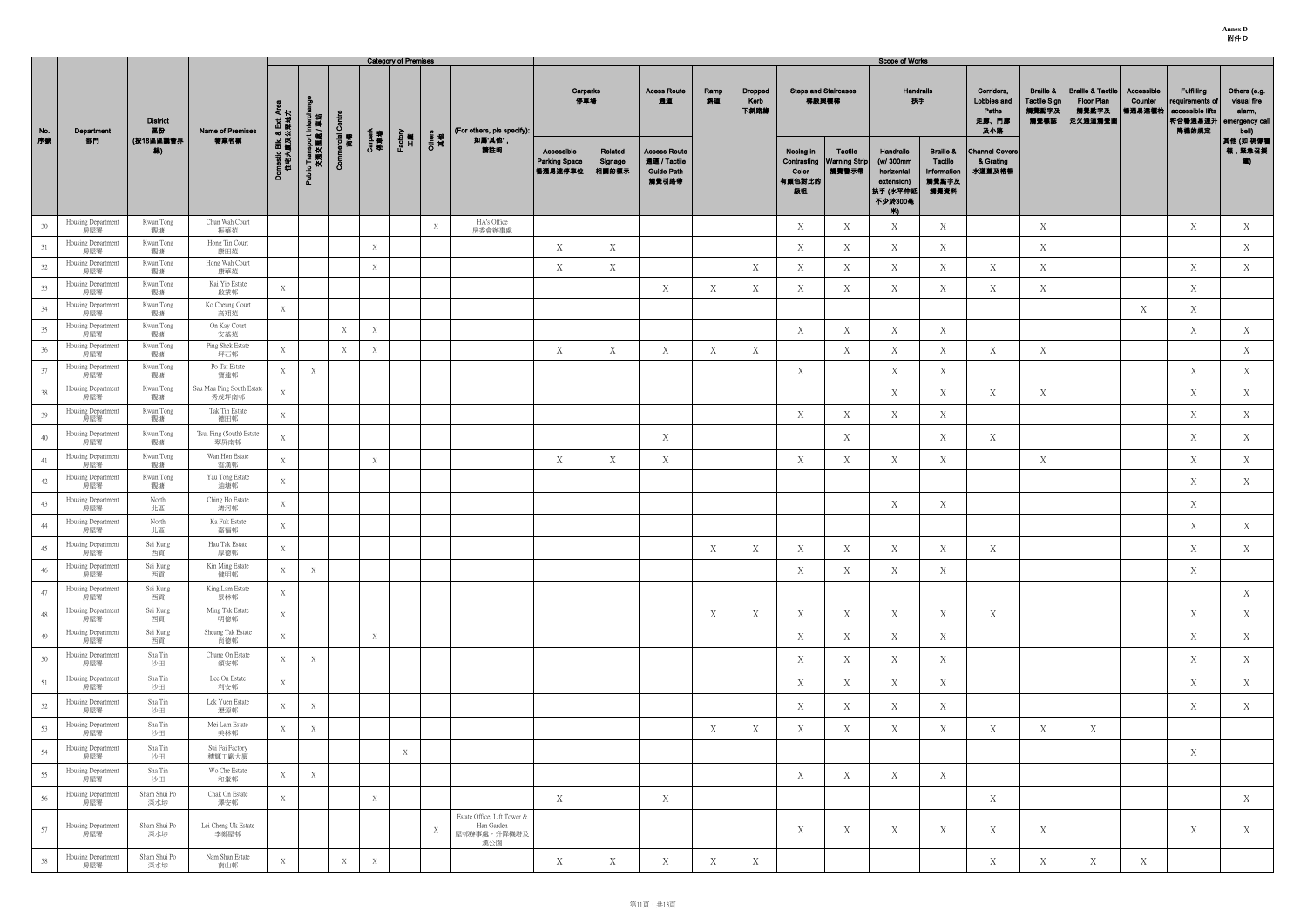**Annex D**
**附件 D**

| No. 序號 | Department 部門 | District 區份 (按18區區議會界線) | Name of Premises 物業名稱 | Category of Premises | | | | | | | Scope of Works | | | | | | | | | | | | | | |
|---|---|---|---|---|---|---|---|---|---|---|---|---|---|---|---|---|---|---|---|---|---|---|---|---|---|
| | | | | Domestic Blk. & Ext. Area 住宅大廈及公眾地方 | Public Transport Interchange 公共交通交匯處 / 車站 | Commercial Centre 商場 | Carpark 停車場 | Factory 工廠 | Others 其他 | (For others, pls specify): 如屬'其他'，請註明 | Carparks 停車場 | | Acess Route 通道 | Ramp 斜道 | Dropped Kerb 下斜路緣 | Steps and Staircases 梯級與樓梯 | | Handrails 扶手 | | Corridors, Lobbies and Paths 走廊、門廊及小路 | Braille & Tactile Sign 觸覺點字及觸覺標誌 | Braille & Tactile Floor Plan 觸覺點字及走火通道觸覺圖 | Accessible Counter 暢通易達櫃枱 | Fulfilling requirements of accessible lifts 符合暢通易達升降機的規定 | Others (e.g. visual fire alarm, emergency call bell) 其他 (如 視像警報，緊急召援鐘) |
| | | | | | | | | | | | Accessible Parking Space 暢通易達停車位 | Related Signage 相關的標示 | Access Route 通道 / Tactile Guide Path 觸覺引路帶 | | | Nosing in Contrasting Color 有顏色對比的級咀 | Tactile Warning Strip 觸覺警示帶 | Handrails (w/ 300mm horizontal extension) 扶手 (水平伸延不少於300毫米) | Braille & Tactile Information 觸覺點字及觸覺資料 | Channel Covers & Grating 水道蓋及格柵 | | | | | |
| 30 | Housing Department 房屋署 | Kwun Tong 觀塘 | Chun Wah Court 振華苑 | | | | | | X | HA's Office 房委會辦事處 | | | | | | X | X | X | X | | X | | | X | X |
| 31 | Housing Department 房屋署 | Kwun Tong 觀塘 | Hong Tin Court 康田苑 | | | | X | | | | X | X | | | | X | X | X | X | | X | | | | X |
| 32 | Housing Department 房屋署 | Kwun Tong 觀塘 | Hong Wah Court 康華苑 | | | | X | | | | X | X | | | X | X | X | X | X | X | X | | | X | X |
| 33 | Housing Department 房屋署 | Kwun Tong 觀塘 | Kai Yip Estate 啟業邨 | X | | | | | | | | | X | X | X | X | X | X | X | X | X | | | X | |
| 34 | Housing Department 房屋署 | Kwun Tong 觀塘 | Ko Cheung Court 高翔苑 | X | | | | | | | | | | | | | | | | | | | X | X | |
| 35 | Housing Department 房屋署 | Kwun Tong 觀塘 | On Kay Court 安基苑 | | | X | X | | | | | | | | | X | X | X | X | | | | | X | X |
| 36 | Housing Department 房屋署 | Kwun Tong 觀塘 | Ping Shek Estate 坪石邨 | X | | X | X | | | | X | X | X | X | X | | X | X | X | X | X | | | | X |
| 37 | Housing Department 房屋署 | Kwun Tong 觀塘 | Po Tat Estate 寶達邨 | X | X | | | | | | | | | | | X | | X | X | | | | | X | X |
| 38 | Housing Department 房屋署 | Kwun Tong 觀塘 | Sau Mau Ping South Estate 秀茂坪南邨 | X | | | | | | | | | | | | | | X | X | X | X | | | X | X |
| 39 | Housing Department 房屋署 | Kwun Tong 觀塘 | Tak Tin Estate 德田邨 | X | | | | | | | | | | | | X | X | X | X | | | | | X | X |
| 40 | Housing Department 房屋署 | Kwun Tong 觀塘 | Tsui Ping (South) Estate 翠屏南邨 | X | | | | | | | | | X | | | | X | | X | X | | | | X | X |
| 41 | Housing Department 房屋署 | Kwun Tong 觀塘 | Wan Hon Estate 雲漢邨 | X | | | X | | | | X | X | X | | | X | X | X | X | | X | | | X | X |
| 42 | Housing Department 房屋署 | Kwun Tong 觀塘 | Yau Tong Estate 油塘邨 | X | | | | | | | | | | | | | | | | | | | | X | X |
| 43 | Housing Department 房屋署 | North 北區 | Ching Ho Estate 清河邨 | X | | | | | | | | | | | | | | X | X | | | | | X | |
| 44 | Housing Department 房屋署 | North 北區 | Ka Fuk Estate 嘉福邨 | X | | | | | | | | | | | | | | | | | | | | X | X |
| 45 | Housing Department 房屋署 | Sai Kung 西貢 | Hau Tak Estate 厚德邨 | X | | | | | | | | | | X | X | X | X | X | X | X | | | | X | X |
| 46 | Housing Department 房屋署 | Sai Kung 西貢 | Kin Ming Estate 健明邨 | X | X | | | | | | | | | | | X | X | X | X | | | | | X | |
| 47 | Housing Department 房屋署 | Sai Kung 西貢 | King Lam Estate 景林邨 | X | | | | | | | | | | | | | | | | | | | | | X |
| 48 | Housing Department 房屋署 | Sai Kung 西貢 | Ming Tak Estate 明德邨 | X | | | | | | | | | | X | X | X | X | X | X | X | | | | X | X |
| 49 | Housing Department 房屋署 | Sai Kung 西貢 | Sheung Tak Estate 尚德邨 | X | | | X | | | | | | | | | X | X | X | X | | | | | X | X |
| 50 | Housing Department 房屋署 | Sha Tin 沙田 | Chung On Estate 頌安邨 | X | X | | | | | | | | | | | X | X | X | X | | | | | X | X |
| 51 | Housing Department 房屋署 | Sha Tin 沙田 | Lee On Estate 利安邨 | X | | | | | | | | | | | | X | X | X | X | | | | | X | X |
| 52 | Housing Department 房屋署 | Sha Tin 沙田 | Lek Yuen Estate 瀝源邨 | X | X | | | | | | | | | | | X | X | X | X | | | | | X | X |
| 53 | Housing Department 房屋署 | Sha Tin 沙田 | Mei Lam Estate 美林邨 | X | X | | | | | | | | | X | X | X | X | X | X | X | X | X | | X | X |
| 54 | Housing Department 房屋署 | Sha Tin 沙田 | Sui Fai Factory 穗輝工廠大廈 | | | | | X | | | | | | | | | | | | | | | | X | |
| 55 | Housing Department 房屋署 | Sha Tin 沙田 | Wo Che Estate 禾輋邨 | X | X | | | | | | | | | | | X | X | X | X | | | | | | |
| 56 | Housing Department 房屋署 | Sham Shui Po 深水埗 | Chak On Estate 澤安邨 | X | | | X | | | | X | | X | | | | | | | X | | | | | X |
| 57 | Housing Department 房屋署 | Sham Shui Po 深水埗 | Lei Cheng Uk Estate 李鄭屋邨 | | | | | | X | Estate Office, Lift Tower & Han Garden 屋邨辦事處，升降機塔及漢公園 | | | | | | X | X | X | X | X | X | | | X | X |
| 58 | Housing Department 房屋署 | Sham Shui Po 深水埗 | Nam Shan Estate 南山邨 | X | | X | X | | | | X | X | X | X | X | | | | | X | X | X | X | | |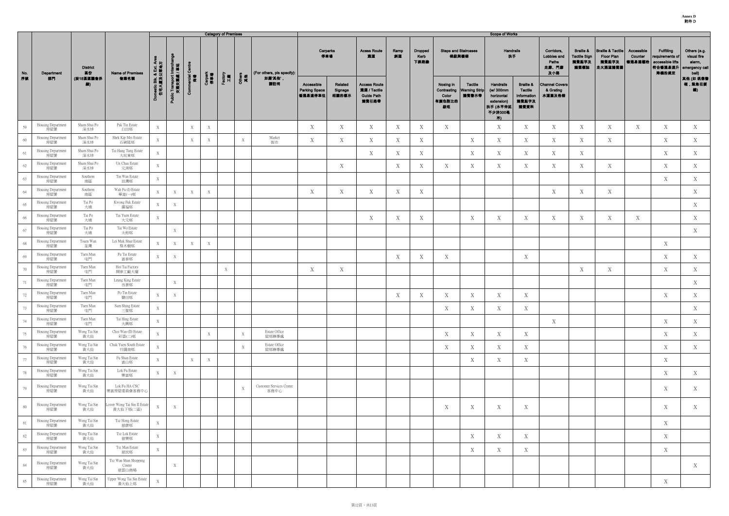**Annex D**
**附件 D**

| No. 序號 | Department 部門 | District 區份 (按18區區議會界線) | Name of Premises 物業名稱 | Category of Premises | | | | | | | Scope of Works | | | | | | | | | | | | | | |
|---|---|---|---|---|---|---|---|---|---|---|---|---|---|---|---|---|---|---|---|---|---|---|---|---|---|
| | | | | Domestic Blk. & Ext. Area 住宅大廈及公眾地方 | Public Transport Interchange 交通交匯處 / 車站 | Commercial Centre 商場 | Carpark 停車場 | Factory 工廠 | Others 其他 | (For others, pls specify): 如屬'其他'，請註明 | Carparks 停車場 | | Acess Route 通道 | Ramp 斜道 | Dropped Kerb 下斜路緣 | Steps and Staircases 梯級與樓梯 | | Handrails 扶手 | | Corridors, Lobbies and Paths 走廊、門廊及小路 | Braille & Tactile Sign 觸覺點字及觸覺標誌 | Braille & Tactile Floor Plan 觸覺點字及走火通道觸覺圖 | Accessible Counter 暢通易達櫃枱 | Fulfilling requirements of accessible lifts 符合暢通易達升降機的規定 | Others (e.g. visual fire alarm, emergency call bell) 其他 (如 視像警報，緊急召援鐘) |
| | | | | | | | | | | | Accessible Parking Space 暢通易達停車位 | Related Signage 相關的標示 | Access Route 通道 / Tactile Guide Path 觸覺引路帶 | | | Nosing in Contrasting Color 有顏色對比的級咀 | Tactile Warning Strip 觸覺警示帶 | Handrails (w/ 300mm horizontal extension) 扶手 (水平伸延不少於300毫米) | Braille & Tactile Information 觸覺點字及觸覺資料 | Channel Covers & Grating 水渠蓋及格柵 | | | | | |
| 59 | Housing Department 房屋署 | Sham Shui Po 深水埗 | Pak Tin Estate 白田邨 | X | | X | X | | | | X | X | X | X | X | X | | X | X | X | X | X | X | X | X |
| 60 | Housing Department 房屋署 | Sham Shui Po 深水埗 | Shek Kip Mei Estate 石硤尾邨 | X | | X | X | | X | Market 街市 | X | X | X | X | X | | X | X | X | X | X | X | | X | X |
| 61 | Housing Department 房屋署 | Sham Shui Po 深水埗 | Tai Hang Tung Estate 大坑東邨 | X | | | | | | | | | X | X | X | | X | X | X | X | X | | | X | X |
| 62 | Housing Department 房屋署 | Sham Shui Po 深水埗 | Un Chau Estate 元州邨 | X | | | | | | | | X | | X | X | X | X | X | X | X | X | X | | X | X |
| 63 | Housing Department 房屋署 | Southern 南區 | Tin Wan Estate 田灣邨 | X | | | | | | | | | | | | | | | | | | | | X | X |
| 64 | Housing Department 房屋署 | Southern 南區 | Wah Fu (I) Estate 華富(一)邨 | X | X | X | X | | | | X | X | X | X | X | | | | | X | X | X | | | X |
| 65 | Housing Department 房屋署 | Tai Po 大埔 | Kwong Fuk Estate 廣福邨 | X | X | | | | | | | | | | | | | | | | | | | | X |
| 66 | Housing Department 房屋署 | Tai Po 大埔 | Tai Yuen Estate 大元邨 | X | | | | | | | | | X | X | X | | X | X | X | X | X | X | X | | X |
| 67 | Housing Department 房屋署 | Tai Po 大埔 | Tai Wo Estate 太和邨 | | X | | | | | | | | | | | | | | | | | | | | X |
| 68 | Housing Department 房屋署 | Tsuen Wan 荃灣 | Lei Muk Shue Estate 梨木樹邨 | X | X | X | X | | | | | | | | | | | | | | | | | X | |
| 69 | Housing Department 房屋署 | Tuen Mun 屯門 | Fu Tai Estate 富泰邨 | X | X | | | | | | | | | X | X | X | | | X | | | | | X | X |
| 70 | Housing Department 房屋署 | Tuen Mun 屯門 | Hoi Tai Factory 開泰工廠大廈 | | | | | X | | | X | X | | | | | | | | | X | X | | X | X |
| 71 | Housing Department 房屋署 | Tuen Mun 屯門 | Leung King Estate 良景邨 | | X | | | | | | | | | | | | | | | | | | | | X |
| 72 | Housing Department 房屋署 | Tuen Mun 屯門 | Po Tin Estate 寶田邨 | X | X | | | | | | | | | X | X | X | X | X | X | | | | | X | X |
| 73 | Housing Department 房屋署 | Tuen Mun 屯門 | Sam Shing Estate 三聖邨 | X | | | | | | | | | | | | X | X | X | X | | | | | | X |
| 74 | Housing Department 房屋署 | Tuen Mun 屯門 | Tai Hing Estate 大興邨 | X | | | | | | | | | | | | | | | | X | | | | X | X |
| 75 | Housing Department 房屋署 | Wong Tai Sin 黃大仙 | Choi Wan (II) Estate 彩雲(二)邨 | X | | | X | | X | Estate Office 屋邨辦事處 | | | | | | X | X | X | X | | | | | X | X |
| 76 | Housing Department 房屋署 | Wong Tai Sin 黃大仙 | Chuk Yuen South Estate 竹園南邨 | X | | | | | X | Estate Office 屋邨辦事處 | | | | | | X | X | X | X | | | | | X | X |
| 77 | Housing Department 房屋署 | Wong Tai Sin 黃大仙 | Fu Shan Estate 富山邨 | X | | X | X | | | | | | | | | | X | X | X | | | | | X | |
| 78 | Housing Department 房屋署 | Wong Tai Sin 黃大仙 | Lok Fu Estate 樂富邨 | X | X | | | | | | | | | | | | | | | | | | | X | X |
| 79 | Housing Department 房屋署 | Wong Tai Sin 黃大仙 | Lok Fu HA CSC 樂富房屋委員會客務中心 | | | | | | X | Customer Services Centre 客務中心 | | | | | | | | | | | | | | X | X |
| 80 | Housing Department 房屋署 | Wong Tai Sin 黃大仙 | Lower Wong Tai Sin II Estate 黃大仙下邨(二區) | X | X | | | | | | | | | | | X | X | X | X | | | | | X | X |
| 81 | Housing Department 房屋署 | Wong Tai Sin 黃大仙 | Tsz Hong Estate 慈康邨 | X | | | | | | | | | | | | | | | | | | | | X | |
| 82 | Housing Department 房屋署 | Wong Tai Sin 黃大仙 | Tsz Lok Estate 慈樂邨 | X | | | | | | | | | | | | | X | X | X | | | | | X | |
| 83 | Housing Department 房屋署 | Wong Tai Sin 黃大仙 | Tsz Man Estate 慈民邨 | X | | | | | | | | | | | | | X | X | X | | | | | X | |
| 84 | Housing Department 房屋署 | Wong Tai Sin 黃大仙 | Tsz Wan Shan Shopping Centre 慈雲山商場 | | X | | | | | | | | | | | | | | | | | | | | X |
| 85 | Housing Department 房屋署 | Wong Tai Sin 黃大仙 | Upper Wong Tai Sin Estate 黃大仙上邨 | X | | | | | | | | | | | | | | | | | | | | X | |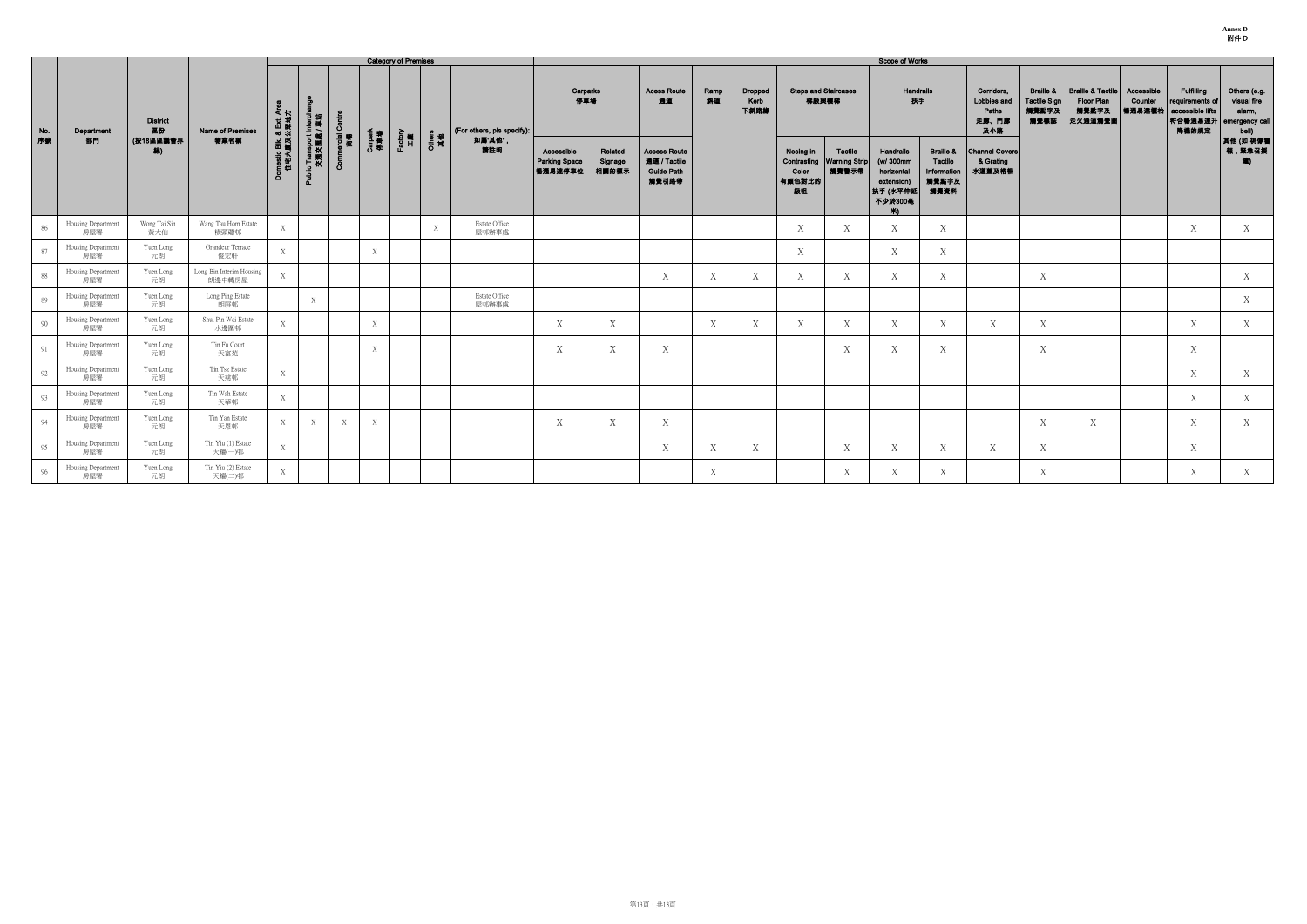**Annex D**
**附件 D**

| No. 序號 | Department 部門 | District 區份 (按18區區議會界線) | Name of Premises 物業名稱 | Category of Premises | | | | | | | Scope of Works | | | | | | | | | | | | | | |
|---|---|---|---|---|---|---|---|---|---|---|---|---|---|---|---|---|---|---|---|---|---|---|---|---|---|
| | | | | Domestic Blk. & Ext. Area 住宅大廈及公眾地方 | Public Transport Interchange 交通交匯處 / 車站 | Commercial Centre 商場 | Carpark 停車場 | Factory 工廠 | Others 其他 | (For others, pls specify): 如屬'其他'，請註明 | Carparks 停車場 | | Acess Route 通道 | Ramp 斜道 | Dropped Kerb 下斜路緣 | Steps and Staircases 梯級與樓梯 | | Handrails 扶手 | | Corridors, Lobbies and Paths 走廊、門廊及小路 | Braille & Tactile Sign 觸覺點字及觸覺標誌 | Braille & Tactile Floor Plan 觸覺點字及走火通道觸覺圖 | Accessible Counter 暢通易達櫃枱 | Fulfilling requirements of accessible lifts 符合暢通易達升降機的規定 | Others (e.g. visual fire alarm, emergency call bell) 其他 (如視像警報，緊急召援鐘) |
| | | | | | | | | | | | Accessible Parking Space 暢通易達停車位 | Related Signage 相關的標示 | Access Route 通道 / Tactile Guide Path 觸覺引路帶 | | | Nosing in Contrasting Color 有顏色對比的級咀 | Tactile Warning Strip 觸覺警示帶 | Handrails (w/ 300mm horizontal extension) 扶手 (水平伸延不少於300毫米) | Braille & Tactile Information 觸覺點字及觸覺資料 | Channel Covers & Grating 水渠蓋及格柵 | | | | | |
| 86 | Housing Department 房屋署 | Wong Tai Sin 黃大仙 | Wang Tau Hom Estate 橫頭磡邨 | X | | | | | X | Estate Office 屋邨辦事處 | | | | | | X | X | X | X | | | | | X | X |
| 87 | Housing Department 房屋署 | Yuen Long 元朗 | Grandeur Terrace 俊宏軒 | X | | | X | | | | | | | | | X | | X | X | | | | | | |
| 88 | Housing Department 房屋署 | Yuen Long 元朗 | Long Bin Interim Housing 朗邊中轉房屋 | X | | | | | | | | | X | X | X | X | X | X | X | | X | | | | X |
| 89 | Housing Department 房屋署 | Yuen Long 元朗 | Long Ping Estate 朗屏邨 | | X | | | | | Estate Office 屋邨辦事處 | | | | | | | | | | | | | | | X |
| 90 | Housing Department 房屋署 | Yuen Long 元朗 | Shui Pin Wai Estate 水邊圍邨 | X | | | X | | | | X | X | | X | X | X | X | X | X | X | X | | | X | X |
| 91 | Housing Department 房屋署 | Yuen Long 元朗 | Tin Fu Court 天富苑 | | | | X | | | | X | X | X | | | | X | X | X | | X | | | X | |
| 92 | Housing Department 房屋署 | Yuen Long 元朗 | Tin Tsz Estate 天慈邨 | X | | | | | | | | | | | | | | | | | | | | X | X |
| 93 | Housing Department 房屋署 | Yuen Long 元朗 | Tin Wah Estate 天華邨 | X | | | | | | | | | | | | | | | | | | | | X | X |
| 94 | Housing Department 房屋署 | Yuen Long 元朗 | Tin Yan Estate 天恩邨 | X | X | X | X | | | | X | X | X | | | | | | | | X | X | | X | X |
| 95 | Housing Department 房屋署 | Yuen Long 元朗 | Tin Yiu (1) Estate 天耀(一)邨 | X | | | | | | | | | X | X | X | | X | X | X | X | X | | | X | |
| 96 | Housing Department 房屋署 | Yuen Long 元朗 | Tin Yiu (2) Estate 天耀(二)邨 | X | | | | | | | | | | X | | | X | X | X | | X | | | X | X |